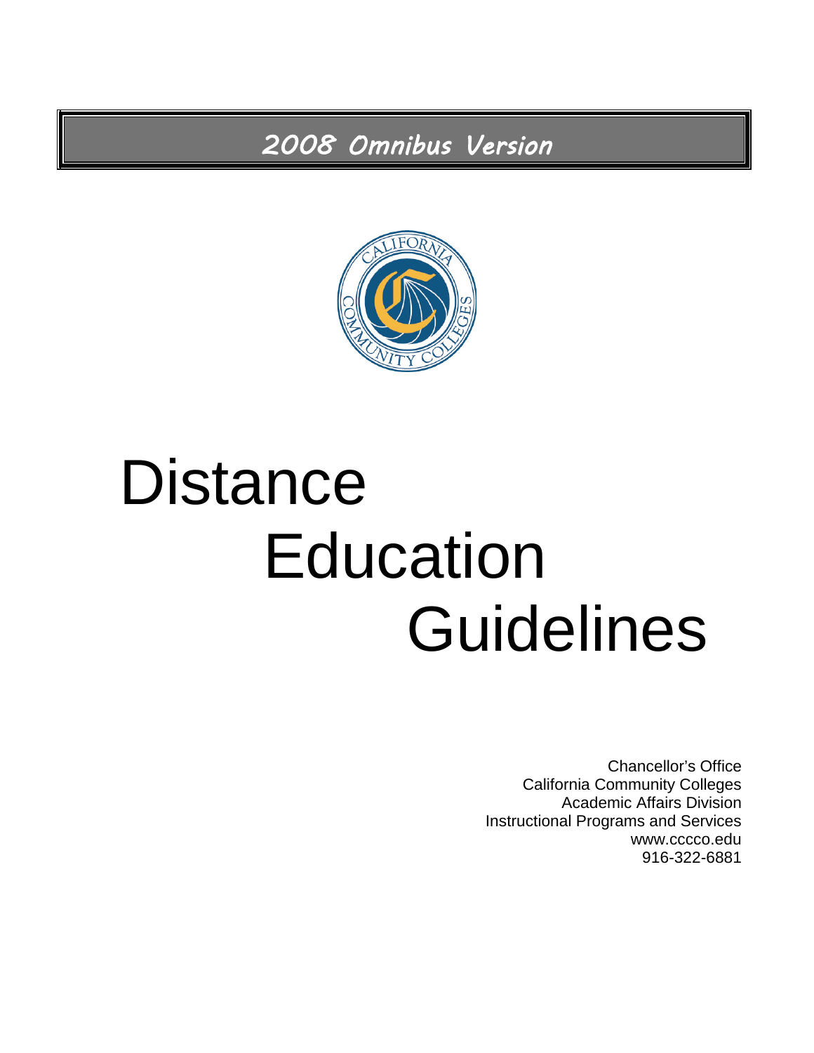*2008 Omnibus Version*

# Distance Education Guidelines

Chancellor's Office
California Community Colleges
Academic Affairs Division
Instructional Programs and Services
www.cccco.edu
916-322-6881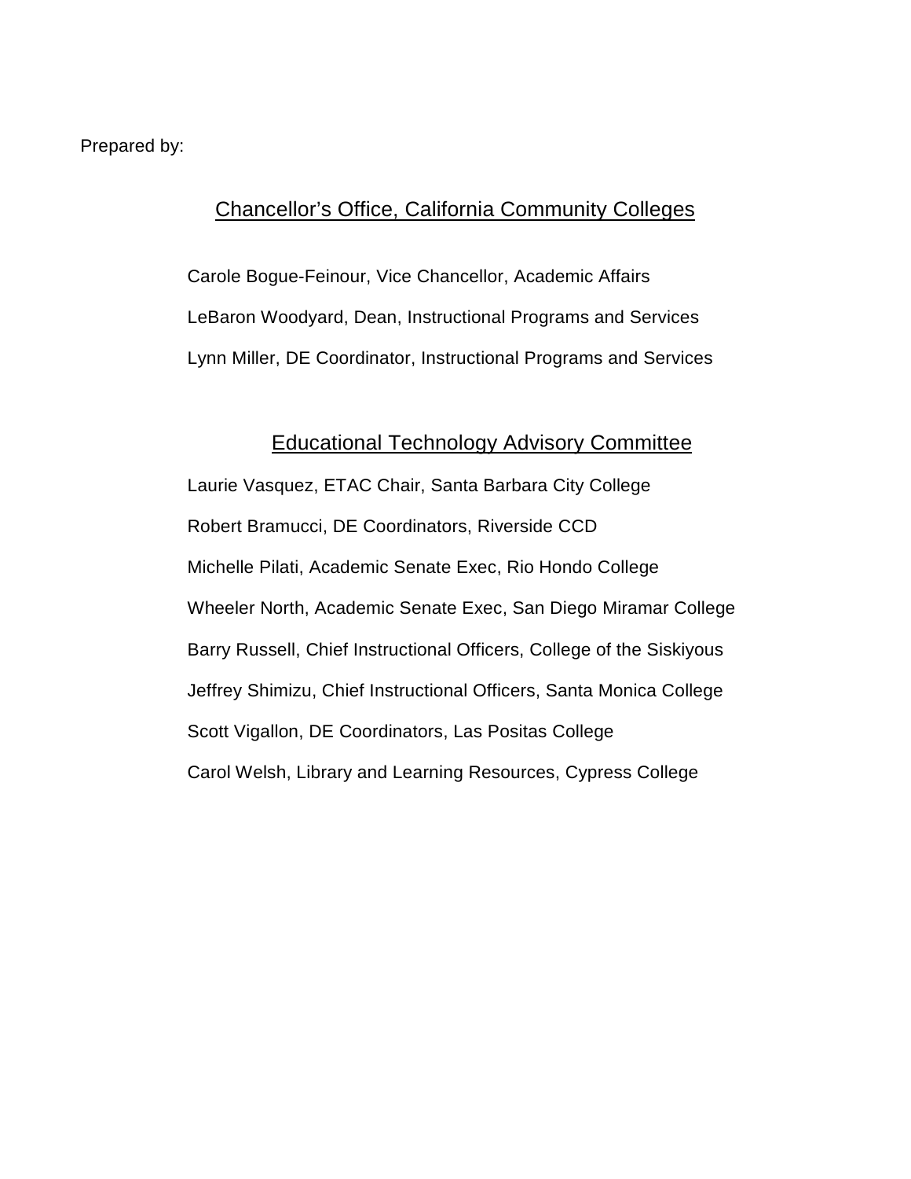Prepared by:

## Chancellor's Office, California Community Colleges

Carole Bogue-Feinour, Vice Chancellor, Academic Affairs

LeBaron Woodyard, Dean, Instructional Programs and Services

Lynn Miller, DE Coordinator, Instructional Programs and Services

## Educational Technology Advisory Committee

Laurie Vasquez, ETAC Chair, Santa Barbara City College

Robert Bramucci, DE Coordinators, Riverside CCD

Michelle Pilati, Academic Senate Exec, Rio Hondo College

Wheeler North, Academic Senate Exec, San Diego Miramar College

Barry Russell, Chief Instructional Officers, College of the Siskiyous

Jeffrey Shimizu, Chief Instructional Officers, Santa Monica College

Scott Vigallon, DE Coordinators, Las Positas College

Carol Welsh, Library and Learning Resources, Cypress College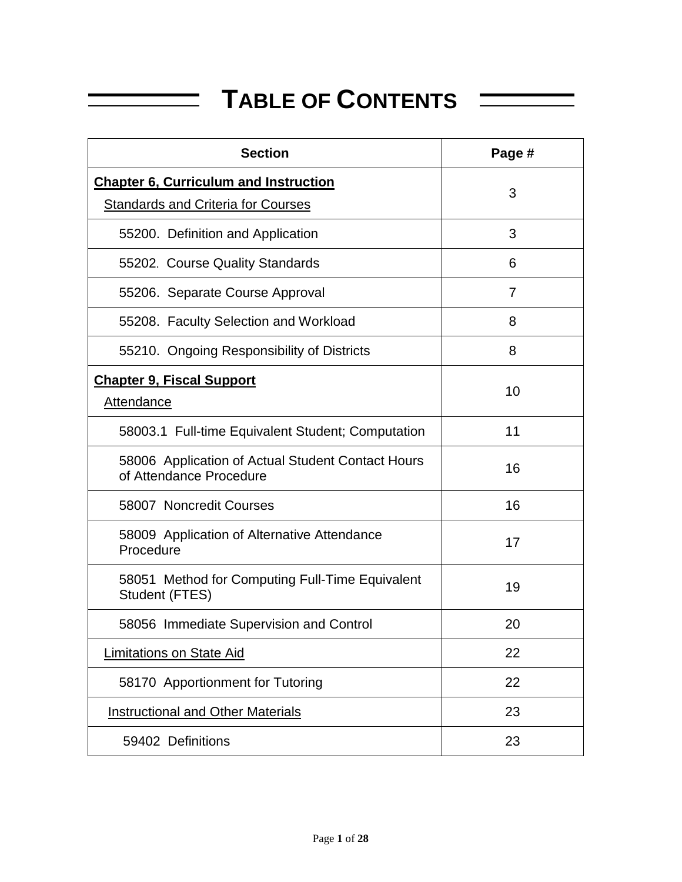# TABLE OF CONTENTS

| Section | Page # |
|---|---|
| **Chapter 6, Curriculum and Instruction**<br>Standards and Criteria for Courses | 3 |
| 55200. Definition and Application | 3 |
| 55202. Course Quality Standards | 6 |
| 55206. Separate Course Approval | 7 |
| 55208. Faculty Selection and Workload | 8 |
| 55210. Ongoing Responsibility of Districts | 8 |
| **Chapter 9, Fiscal Support**<br>Attendance | 10 |
| 58003.1 Full-time Equivalent Student; Computation | 11 |
| 58006 Application of Actual Student Contact Hours of Attendance Procedure | 16 |
| 58007 Noncredit Courses | 16 |
| 58009 Application of Alternative Attendance Procedure | 17 |
| 58051 Method for Computing Full-Time Equivalent Student (FTES) | 19 |
| 58056 Immediate Supervision and Control | 20 |
| Limitations on State Aid | 22 |
| 58170 Apportionment for Tutoring | 22 |
| Instructional and Other Materials | 23 |
| 59402 Definitions | 23 |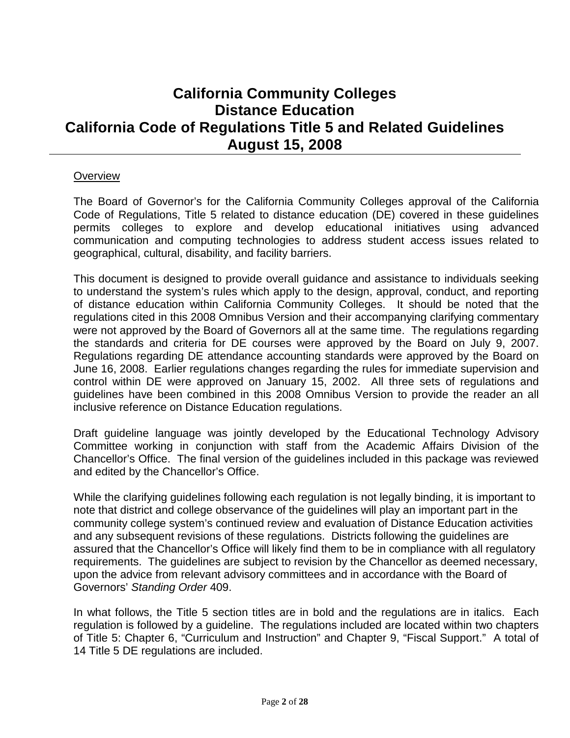# California Community Colleges Distance Education California Code of Regulations Title 5 and Related Guidelines August 15, 2008

## Overview

The Board of Governor's for the California Community Colleges approval of the California Code of Regulations, Title 5 related to distance education (DE) covered in these guidelines permits colleges to explore and develop educational initiatives using advanced communication and computing technologies to address student access issues related to geographical, cultural, disability, and facility barriers.

This document is designed to provide overall guidance and assistance to individuals seeking to understand the system's rules which apply to the design, approval, conduct, and reporting of distance education within California Community Colleges. It should be noted that the regulations cited in this 2008 Omnibus Version and their accompanying clarifying commentary were not approved by the Board of Governors all at the same time. The regulations regarding the standards and criteria for DE courses were approved by the Board on July 9, 2007. Regulations regarding DE attendance accounting standards were approved by the Board on June 16, 2008. Earlier regulations changes regarding the rules for immediate supervision and control within DE were approved on January 15, 2002. All three sets of regulations and guidelines have been combined in this 2008 Omnibus Version to provide the reader an all inclusive reference on Distance Education regulations.

Draft guideline language was jointly developed by the Educational Technology Advisory Committee working in conjunction with staff from the Academic Affairs Division of the Chancellor's Office. The final version of the guidelines included in this package was reviewed and edited by the Chancellor's Office.

While the clarifying guidelines following each regulation is not legally binding, it is important to note that district and college observance of the guidelines will play an important part in the community college system's continued review and evaluation of Distance Education activities and any subsequent revisions of these regulations. Districts following the guidelines are assured that the Chancellor's Office will likely find them to be in compliance with all regulatory requirements. The guidelines are subject to revision by the Chancellor as deemed necessary, upon the advice from relevant advisory committees and in accordance with the Board of Governors' *Standing Order* 409.

In what follows, the Title 5 section titles are in bold and the regulations are in italics. Each regulation is followed by a guideline. The regulations included are located within two chapters of Title 5: Chapter 6, "Curriculum and Instruction" and Chapter 9, "Fiscal Support." A total of 14 Title 5 DE regulations are included.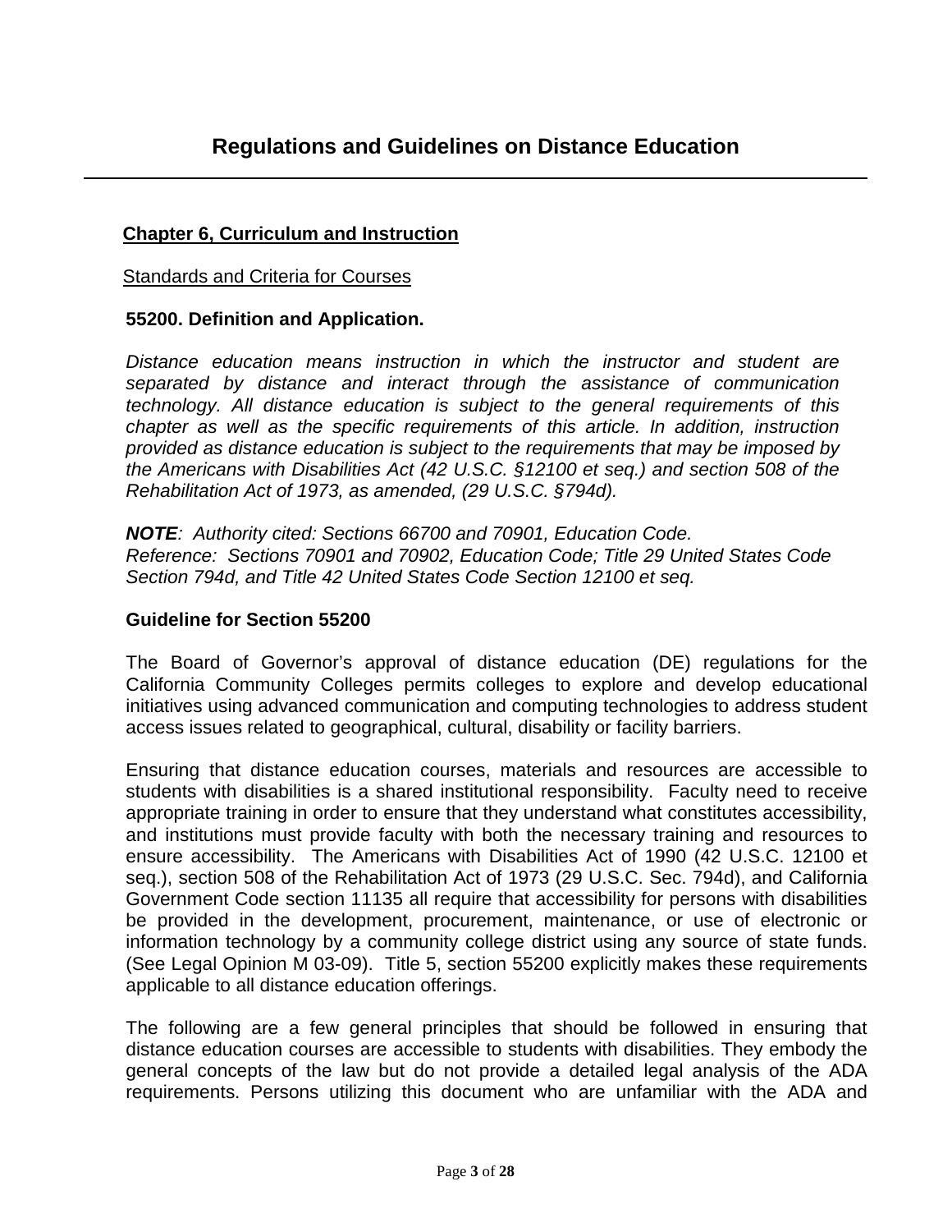# Regulations and Guidelines on Distance Education

## Chapter 6, Curriculum and Instruction

Standards and Criteria for Courses

### 55200. Definition and Application.

*Distance education means instruction in which the instructor and student are separated by distance and interact through the assistance of communication technology. All distance education is subject to the general requirements of this chapter as well as the specific requirements of this article. In addition, instruction provided as distance education is subject to the requirements that may be imposed by the Americans with Disabilities Act (42 U.S.C. §12100 et seq.) and section 508 of the Rehabilitation Act of 1973, as amended, (29 U.S.C. §794d).*

***NOTE****: Authority cited: Sections 66700 and 70901, Education Code.*
*Reference: Sections 70901 and 70902, Education Code; Title 29 United States Code Section 794d, and Title 42 United States Code Section 12100 et seq.*

### Guideline for Section 55200

The Board of Governor's approval of distance education (DE) regulations for the California Community Colleges permits colleges to explore and develop educational initiatives using advanced communication and computing technologies to address student access issues related to geographical, cultural, disability or facility barriers.

Ensuring that distance education courses, materials and resources are accessible to students with disabilities is a shared institutional responsibility. Faculty need to receive appropriate training in order to ensure that they understand what constitutes accessibility, and institutions must provide faculty with both the necessary training and resources to ensure accessibility. The Americans with Disabilities Act of 1990 (42 U.S.C. 12100 et seq.), section 508 of the Rehabilitation Act of 1973 (29 U.S.C. Sec. 794d), and California Government Code section 11135 all require that accessibility for persons with disabilities be provided in the development, procurement, maintenance, or use of electronic or information technology by a community college district using any source of state funds. (See Legal Opinion M 03-09). Title 5, section 55200 explicitly makes these requirements applicable to all distance education offerings.

The following are a few general principles that should be followed in ensuring that distance education courses are accessible to students with disabilities. They embody the general concepts of the law but do not provide a detailed legal analysis of the ADA requirements. Persons utilizing this document who are unfamiliar with the ADA and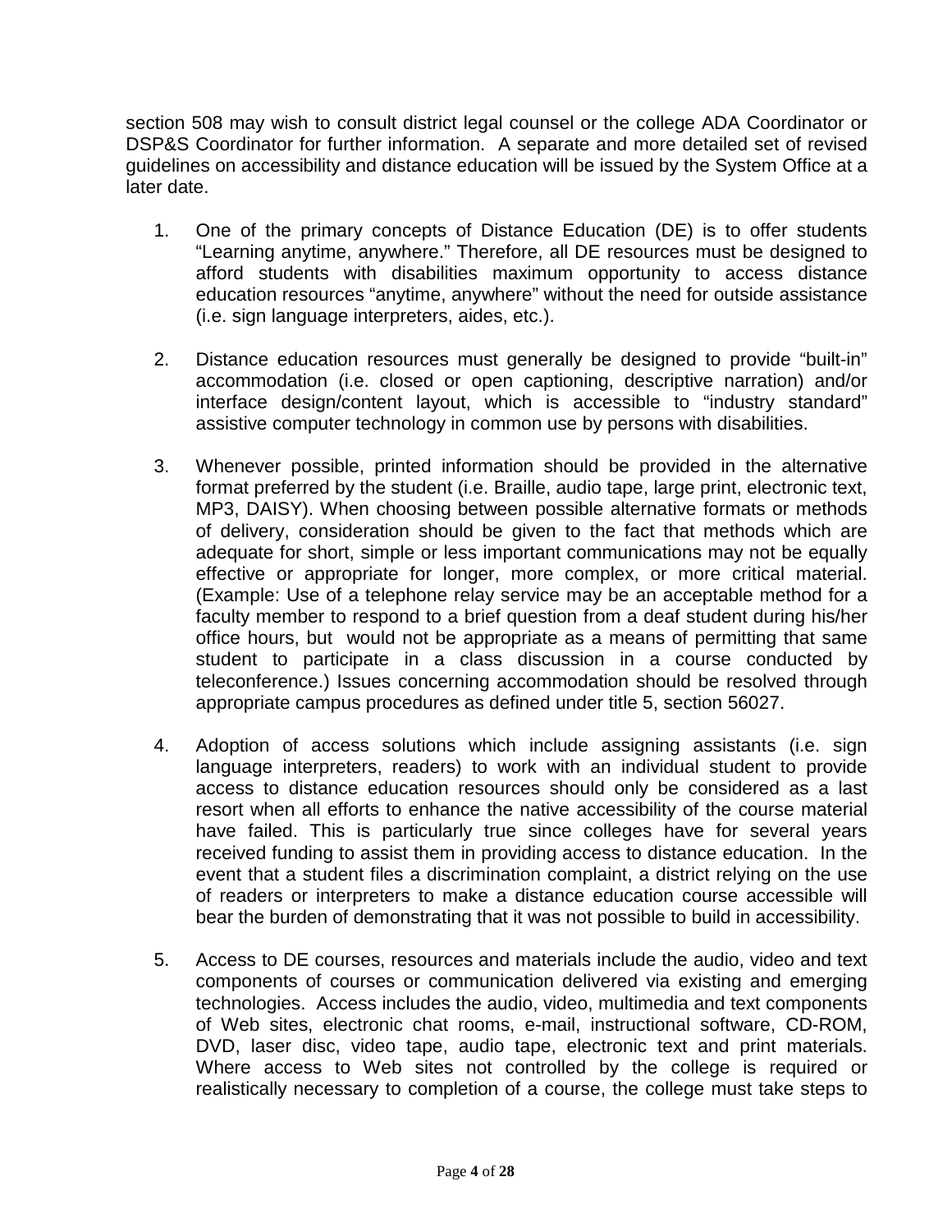section 508 may wish to consult district legal counsel or the college ADA Coordinator or DSP&S Coordinator for further information. A separate and more detailed set of revised guidelines on accessibility and distance education will be issued by the System Office at a later date.

1. One of the primary concepts of Distance Education (DE) is to offer students "Learning anytime, anywhere." Therefore, all DE resources must be designed to afford students with disabilities maximum opportunity to access distance education resources "anytime, anywhere" without the need for outside assistance (i.e. sign language interpreters, aides, etc.).

2. Distance education resources must generally be designed to provide "built-in" accommodation (i.e. closed or open captioning, descriptive narration) and/or interface design/content layout, which is accessible to "industry standard" assistive computer technology in common use by persons with disabilities.

3. Whenever possible, printed information should be provided in the alternative format preferred by the student (i.e. Braille, audio tape, large print, electronic text, MP3, DAISY). When choosing between possible alternative formats or methods of delivery, consideration should be given to the fact that methods which are adequate for short, simple or less important communications may not be equally effective or appropriate for longer, more complex, or more critical material. (Example: Use of a telephone relay service may be an acceptable method for a faculty member to respond to a brief question from a deaf student during his/her office hours, but would not be appropriate as a means of permitting that same student to participate in a class discussion in a course conducted by teleconference.) Issues concerning accommodation should be resolved through appropriate campus procedures as defined under title 5, section 56027.

4. Adoption of access solutions which include assigning assistants (i.e. sign language interpreters, readers) to work with an individual student to provide access to distance education resources should only be considered as a last resort when all efforts to enhance the native accessibility of the course material have failed. This is particularly true since colleges have for several years received funding to assist them in providing access to distance education. In the event that a student files a discrimination complaint, a district relying on the use of readers or interpreters to make a distance education course accessible will bear the burden of demonstrating that it was not possible to build in accessibility.

5. Access to DE courses, resources and materials include the audio, video and text components of courses or communication delivered via existing and emerging technologies. Access includes the audio, video, multimedia and text components of Web sites, electronic chat rooms, e-mail, instructional software, CD-ROM, DVD, laser disc, video tape, audio tape, electronic text and print materials. Where access to Web sites not controlled by the college is required or realistically necessary to completion of a course, the college must take steps to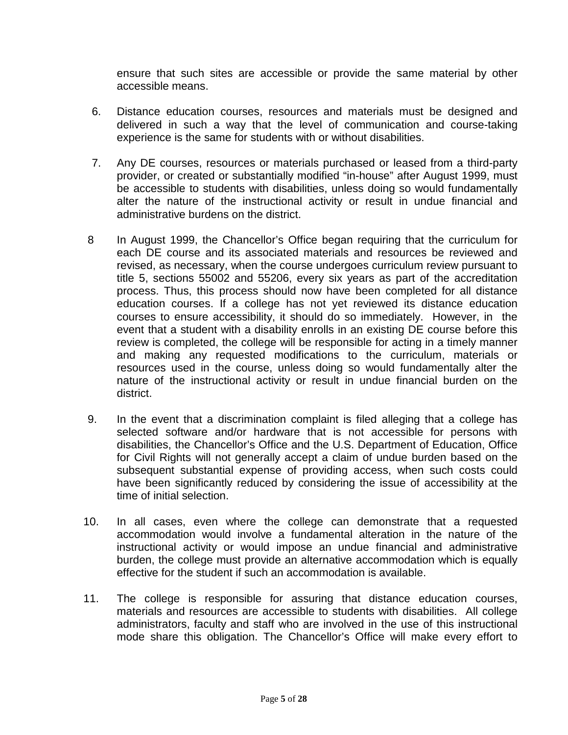ensure that such sites are accessible or provide the same material by other accessible means.

6. Distance education courses, resources and materials must be designed and delivered in such a way that the level of communication and course-taking experience is the same for students with or without disabilities.

7. Any DE courses, resources or materials purchased or leased from a third-party provider, or created or substantially modified "in-house" after August 1999, must be accessible to students with disabilities, unless doing so would fundamentally alter the nature of the instructional activity or result in undue financial and administrative burdens on the district.

8 In August 1999, the Chancellor's Office began requiring that the curriculum for each DE course and its associated materials and resources be reviewed and revised, as necessary, when the course undergoes curriculum review pursuant to title 5, sections 55002 and 55206, every six years as part of the accreditation process. Thus, this process should now have been completed for all distance education courses. If a college has not yet reviewed its distance education courses to ensure accessibility, it should do so immediately. However, in the event that a student with a disability enrolls in an existing DE course before this review is completed, the college will be responsible for acting in a timely manner and making any requested modifications to the curriculum, materials or resources used in the course, unless doing so would fundamentally alter the nature of the instructional activity or result in undue financial burden on the district.

9. In the event that a discrimination complaint is filed alleging that a college has selected software and/or hardware that is not accessible for persons with disabilities, the Chancellor's Office and the U.S. Department of Education, Office for Civil Rights will not generally accept a claim of undue burden based on the subsequent substantial expense of providing access, when such costs could have been significantly reduced by considering the issue of accessibility at the time of initial selection.

10. In all cases, even where the college can demonstrate that a requested accommodation would involve a fundamental alteration in the nature of the instructional activity or would impose an undue financial and administrative burden, the college must provide an alternative accommodation which is equally effective for the student if such an accommodation is available.

11. The college is responsible for assuring that distance education courses, materials and resources are accessible to students with disabilities. All college administrators, faculty and staff who are involved in the use of this instructional mode share this obligation. The Chancellor's Office will make every effort to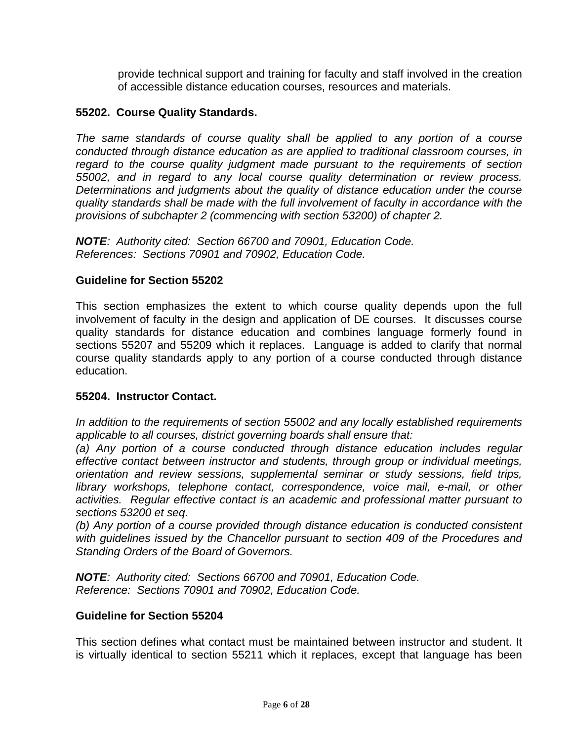provide technical support and training for faculty and staff involved in the creation of accessible distance education courses, resources and materials.

### 55202. Course Quality Standards.

*The same standards of course quality shall be applied to any portion of a course conducted through distance education as are applied to traditional classroom courses, in regard to the course quality judgment made pursuant to the requirements of section 55002, and in regard to any local course quality determination or review process. Determinations and judgments about the quality of distance education under the course quality standards shall be made with the full involvement of faculty in accordance with the provisions of subchapter 2 (commencing with section 53200) of chapter 2.*

***NOTE**: Authority cited: Section 66700 and 70901, Education Code.*
*References: Sections 70901 and 70902, Education Code.*

### Guideline for Section 55202

This section emphasizes the extent to which course quality depends upon the full involvement of faculty in the design and application of DE courses. It discusses course quality standards for distance education and combines language formerly found in sections 55207 and 55209 which it replaces. Language is added to clarify that normal course quality standards apply to any portion of a course conducted through distance education.

### 55204. Instructor Contact.

*In addition to the requirements of section 55002 and any locally established requirements applicable to all courses, district governing boards shall ensure that:*
*(a) Any portion of a course conducted through distance education includes regular effective contact between instructor and students, through group or individual meetings, orientation and review sessions, supplemental seminar or study sessions, field trips, library workshops, telephone contact, correspondence, voice mail, e-mail, or other activities. Regular effective contact is an academic and professional matter pursuant to sections 53200 et seq.*
*(b) Any portion of a course provided through distance education is conducted consistent with guidelines issued by the Chancellor pursuant to section 409 of the Procedures and Standing Orders of the Board of Governors.*

***NOTE**: Authority cited: Sections 66700 and 70901, Education Code.*
*Reference: Sections 70901 and 70902, Education Code.*

### Guideline for Section 55204

This section defines what contact must be maintained between instructor and student. It is virtually identical to section 55211 which it replaces, except that language has been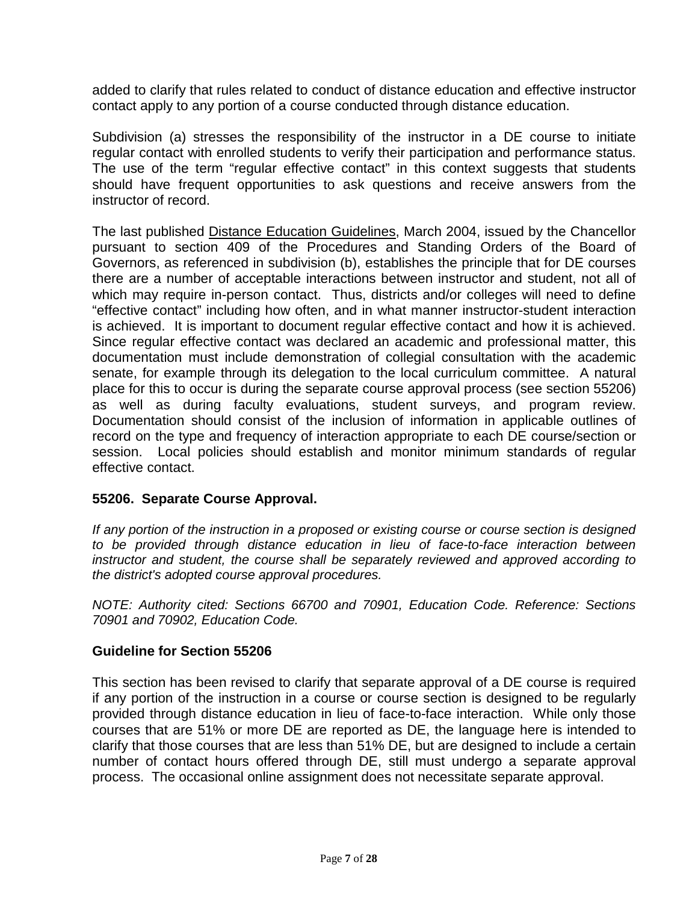added to clarify that rules related to conduct of distance education and effective instructor contact apply to any portion of a course conducted through distance education.

Subdivision (a) stresses the responsibility of the instructor in a DE course to initiate regular contact with enrolled students to verify their participation and performance status. The use of the term "regular effective contact" in this context suggests that students should have frequent opportunities to ask questions and receive answers from the instructor of record.

The last published Distance Education Guidelines, March 2004, issued by the Chancellor pursuant to section 409 of the Procedures and Standing Orders of the Board of Governors, as referenced in subdivision (b), establishes the principle that for DE courses there are a number of acceptable interactions between instructor and student, not all of which may require in-person contact. Thus, districts and/or colleges will need to define "effective contact" including how often, and in what manner instructor-student interaction is achieved. It is important to document regular effective contact and how it is achieved. Since regular effective contact was declared an academic and professional matter, this documentation must include demonstration of collegial consultation with the academic senate, for example through its delegation to the local curriculum committee. A natural place for this to occur is during the separate course approval process (see section 55206) as well as during faculty evaluations, student surveys, and program review. Documentation should consist of the inclusion of information in applicable outlines of record on the type and frequency of interaction appropriate to each DE course/section or session. Local policies should establish and monitor minimum standards of regular effective contact.

### 55206. Separate Course Approval.

*If any portion of the instruction in a proposed or existing course or course section is designed to be provided through distance education in lieu of face-to-face interaction between instructor and student, the course shall be separately reviewed and approved according to the district's adopted course approval procedures.*

*NOTE: Authority cited: Sections 66700 and 70901, Education Code. Reference: Sections 70901 and 70902, Education Code.*

### Guideline for Section 55206

This section has been revised to clarify that separate approval of a DE course is required if any portion of the instruction in a course or course section is designed to be regularly provided through distance education in lieu of face-to-face interaction. While only those courses that are 51% or more DE are reported as DE, the language here is intended to clarify that those courses that are less than 51% DE, but are designed to include a certain number of contact hours offered through DE, still must undergo a separate approval process. The occasional online assignment does not necessitate separate approval.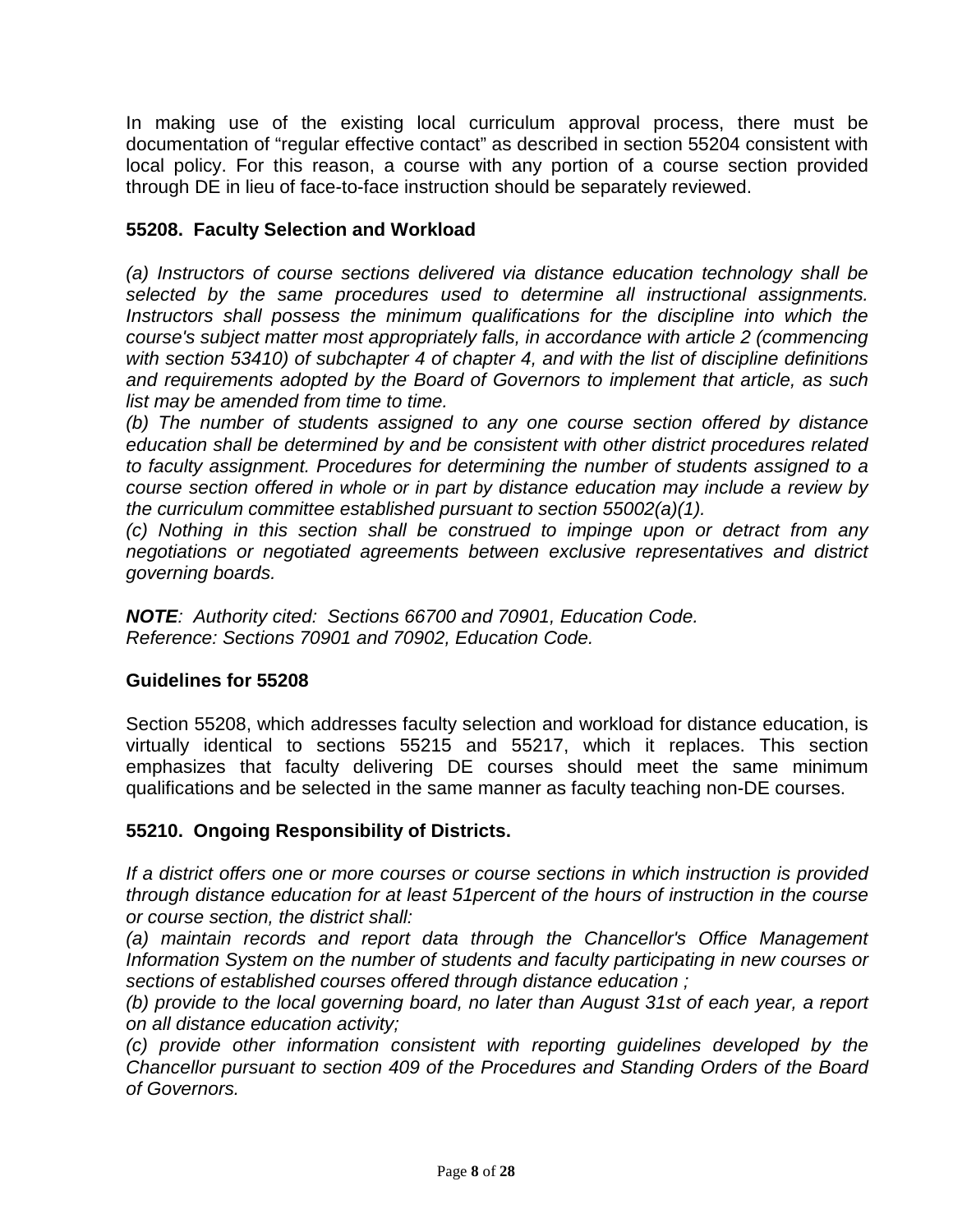In making use of the existing local curriculum approval process, there must be documentation of "regular effective contact" as described in section 55204 consistent with local policy. For this reason, a course with any portion of a course section provided through DE in lieu of face-to-face instruction should be separately reviewed.

### 55208. Faculty Selection and Workload

*(a) Instructors of course sections delivered via distance education technology shall be selected by the same procedures used to determine all instructional assignments. Instructors shall possess the minimum qualifications for the discipline into which the course's subject matter most appropriately falls, in accordance with article 2 (commencing with section 53410) of subchapter 4 of chapter 4, and with the list of discipline definitions and requirements adopted by the Board of Governors to implement that article, as such list may be amended from time to time.*

*(b) The number of students assigned to any one course section offered by distance education shall be determined by and be consistent with other district procedures related to faculty assignment. Procedures for determining the number of students assigned to a course section offered in whole or in part by distance education may include a review by the curriculum committee established pursuant to section 55002(a)(1).*

*(c) Nothing in this section shall be construed to impinge upon or detract from any negotiations or negotiated agreements between exclusive representatives and district governing boards.*

***NOTE****: Authority cited: Sections 66700 and 70901, Education Code.*
*Reference: Sections 70901 and 70902, Education Code.*

### Guidelines for 55208

Section 55208, which addresses faculty selection and workload for distance education, is virtually identical to sections 55215 and 55217, which it replaces. This section emphasizes that faculty delivering DE courses should meet the same minimum qualifications and be selected in the same manner as faculty teaching non-DE courses.

### 55210. Ongoing Responsibility of Districts.

*If a district offers one or more courses or course sections in which instruction is provided through distance education for at least 51percent of the hours of instruction in the course or course section, the district shall:*

*(a) maintain records and report data through the Chancellor's Office Management Information System on the number of students and faculty participating in new courses or sections of established courses offered through distance education ;*

*(b) provide to the local governing board, no later than August 31st of each year, a report on all distance education activity;*

*(c) provide other information consistent with reporting guidelines developed by the Chancellor pursuant to section 409 of the Procedures and Standing Orders of the Board of Governors.*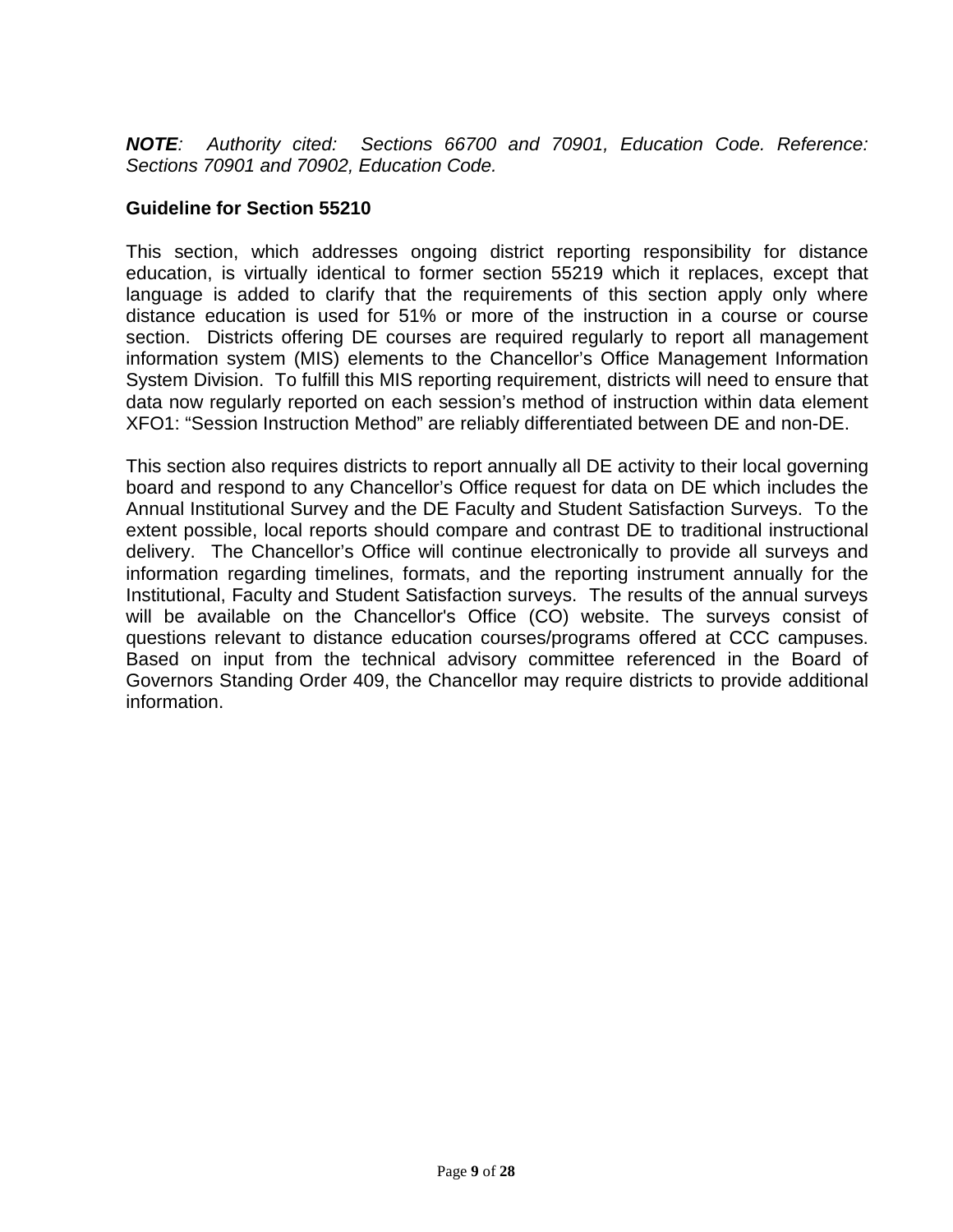***NOTE**: Authority cited: Sections 66700 and 70901, Education Code. Reference: Sections 70901 and 70902, Education Code.*

**Guideline for Section 55210**

This section, which addresses ongoing district reporting responsibility for distance education, is virtually identical to former section 55219 which it replaces, except that language is added to clarify that the requirements of this section apply only where distance education is used for 51% or more of the instruction in a course or course section. Districts offering DE courses are required regularly to report all management information system (MIS) elements to the Chancellor's Office Management Information System Division. To fulfill this MIS reporting requirement, districts will need to ensure that data now regularly reported on each session's method of instruction within data element XFO1: "Session Instruction Method" are reliably differentiated between DE and non-DE.

This section also requires districts to report annually all DE activity to their local governing board and respond to any Chancellor's Office request for data on DE which includes the Annual Institutional Survey and the DE Faculty and Student Satisfaction Surveys. To the extent possible, local reports should compare and contrast DE to traditional instructional delivery. The Chancellor's Office will continue electronically to provide all surveys and information regarding timelines, formats, and the reporting instrument annually for the Institutional, Faculty and Student Satisfaction surveys. The results of the annual surveys will be available on the Chancellor's Office (CO) website. The surveys consist of questions relevant to distance education courses/programs offered at CCC campuses. Based on input from the technical advisory committee referenced in the Board of Governors Standing Order 409, the Chancellor may require districts to provide additional information.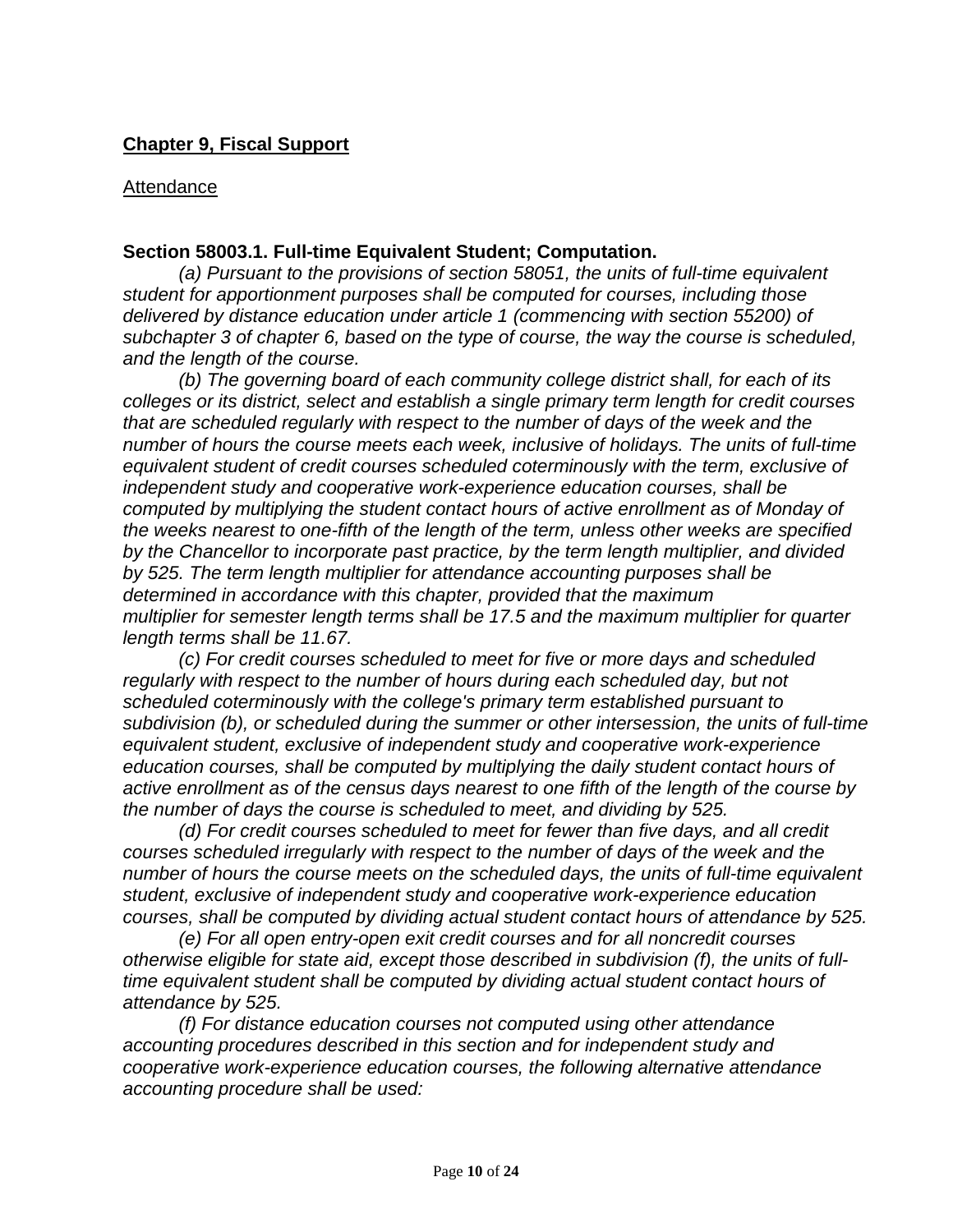**Chapter 9, Fiscal Support**

Attendance

**Section 58003.1. Full-time Equivalent Student; Computation.**

*(a) Pursuant to the provisions of section 58051, the units of full-time equivalent student for apportionment purposes shall be computed for courses, including those delivered by distance education under article 1 (commencing with section 55200) of subchapter 3 of chapter 6, based on the type of course, the way the course is scheduled, and the length of the course.*

*(b) The governing board of each community college district shall, for each of its colleges or its district, select and establish a single primary term length for credit courses that are scheduled regularly with respect to the number of days of the week and the number of hours the course meets each week, inclusive of holidays. The units of full-time equivalent student of credit courses scheduled coterminously with the term, exclusive of independent study and cooperative work-experience education courses, shall be computed by multiplying the student contact hours of active enrollment as of Monday of the weeks nearest to one-fifth of the length of the term, unless other weeks are specified by the Chancellor to incorporate past practice, by the term length multiplier, and divided by 525. The term length multiplier for attendance accounting purposes shall be determined in accordance with this chapter, provided that the maximum multiplier for semester length terms shall be 17.5 and the maximum multiplier for quarter length terms shall be 11.67.*

*(c) For credit courses scheduled to meet for five or more days and scheduled regularly with respect to the number of hours during each scheduled day, but not scheduled coterminously with the college's primary term established pursuant to subdivision (b), or scheduled during the summer or other intersession, the units of full-time equivalent student, exclusive of independent study and cooperative work-experience education courses, shall be computed by multiplying the daily student contact hours of active enrollment as of the census days nearest to one fifth of the length of the course by the number of days the course is scheduled to meet, and dividing by 525.*

*(d) For credit courses scheduled to meet for fewer than five days, and all credit courses scheduled irregularly with respect to the number of days of the week and the number of hours the course meets on the scheduled days, the units of full-time equivalent student, exclusive of independent study and cooperative work-experience education courses, shall be computed by dividing actual student contact hours of attendance by 525.*

*(e) For all open entry-open exit credit courses and for all noncredit courses otherwise eligible for state aid, except those described in subdivision (f), the units of full-time equivalent student shall be computed by dividing actual student contact hours of attendance by 525.*

*(f) For distance education courses not computed using other attendance accounting procedures described in this section and for independent study and cooperative work-experience education courses, the following alternative attendance accounting procedure shall be used:*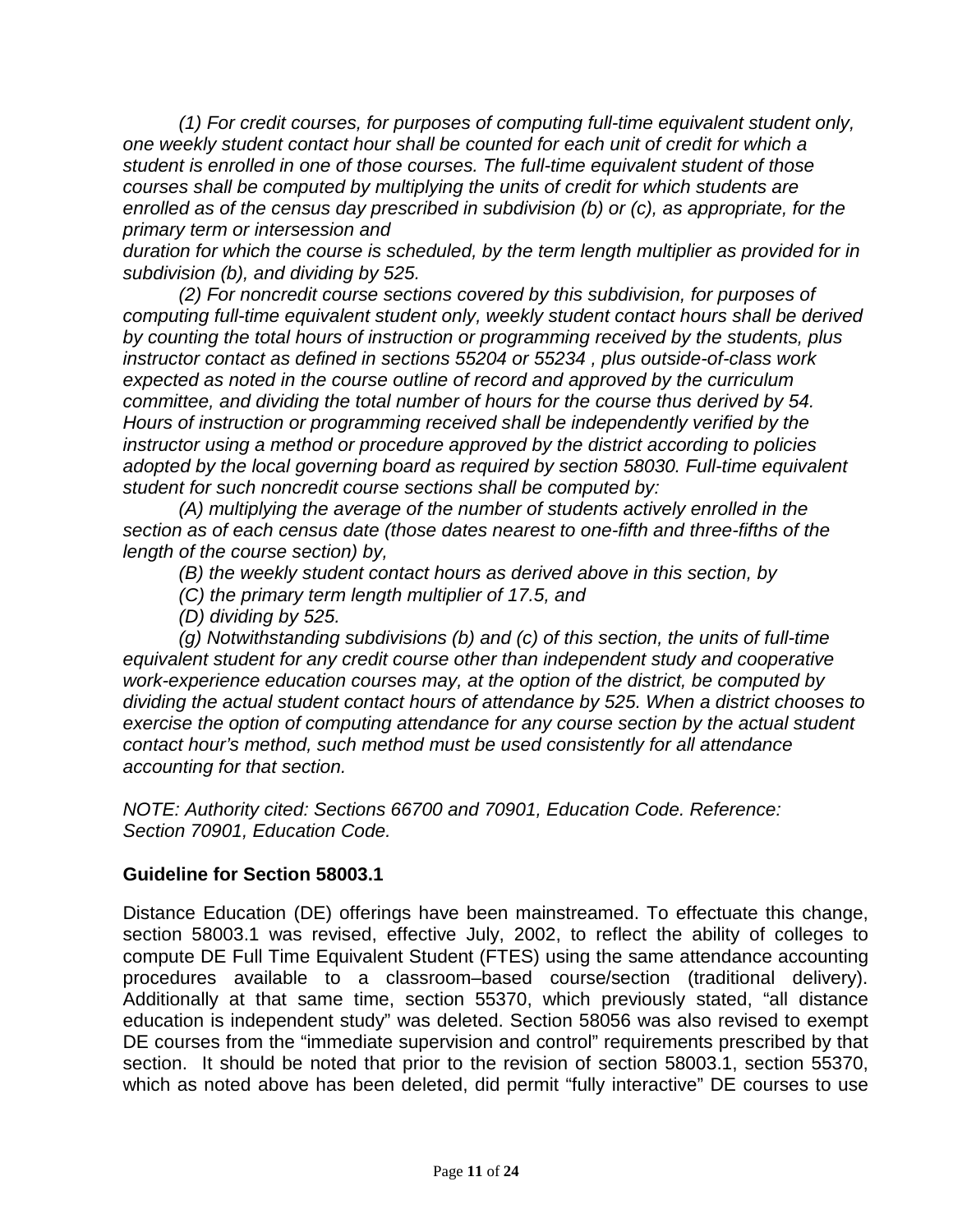*(1) For credit courses, for purposes of computing full-time equivalent student only, one weekly student contact hour shall be counted for each unit of credit for which a student is enrolled in one of those courses. The full-time equivalent student of those courses shall be computed by multiplying the units of credit for which students are enrolled as of the census day prescribed in subdivision (b) or (c), as appropriate, for the primary term or intersession and duration for which the course is scheduled, by the term length multiplier as provided for in subdivision (b), and dividing by 525.*

*(2) For noncredit course sections covered by this subdivision, for purposes of computing full-time equivalent student only, weekly student contact hours shall be derived by counting the total hours of instruction or programming received by the students, plus instructor contact as defined in sections 55204 or 55234 , plus outside-of-class work expected as noted in the course outline of record and approved by the curriculum committee, and dividing the total number of hours for the course thus derived by 54. Hours of instruction or programming received shall be independently verified by the instructor using a method or procedure approved by the district according to policies adopted by the local governing board as required by section 58030. Full-time equivalent student for such noncredit course sections shall be computed by:*

*(A) multiplying the average of the number of students actively enrolled in the section as of each census date (those dates nearest to one-fifth and three-fifths of the length of the course section) by,*

*(B) the weekly student contact hours as derived above in this section, by*

*(C) the primary term length multiplier of 17.5, and*

*(D) dividing by 525.*

*(g) Notwithstanding subdivisions (b) and (c) of this section, the units of full-time equivalent student for any credit course other than independent study and cooperative work-experience education courses may, at the option of the district, be computed by dividing the actual student contact hours of attendance by 525. When a district chooses to exercise the option of computing attendance for any course section by the actual student contact hour's method, such method must be used consistently for all attendance accounting for that section.*

*NOTE: Authority cited: Sections 66700 and 70901, Education Code. Reference: Section 70901, Education Code.*

**Guideline for Section 58003.1**

Distance Education (DE) offerings have been mainstreamed. To effectuate this change, section 58003.1 was revised, effective July, 2002, to reflect the ability of colleges to compute DE Full Time Equivalent Student (FTES) using the same attendance accounting procedures available to a classroom–based course/section (traditional delivery). Additionally at that same time, section 55370, which previously stated, "all distance education is independent study" was deleted. Section 58056 was also revised to exempt DE courses from the "immediate supervision and control" requirements prescribed by that section. It should be noted that prior to the revision of section 58003.1, section 55370, which as noted above has been deleted, did permit "fully interactive" DE courses to use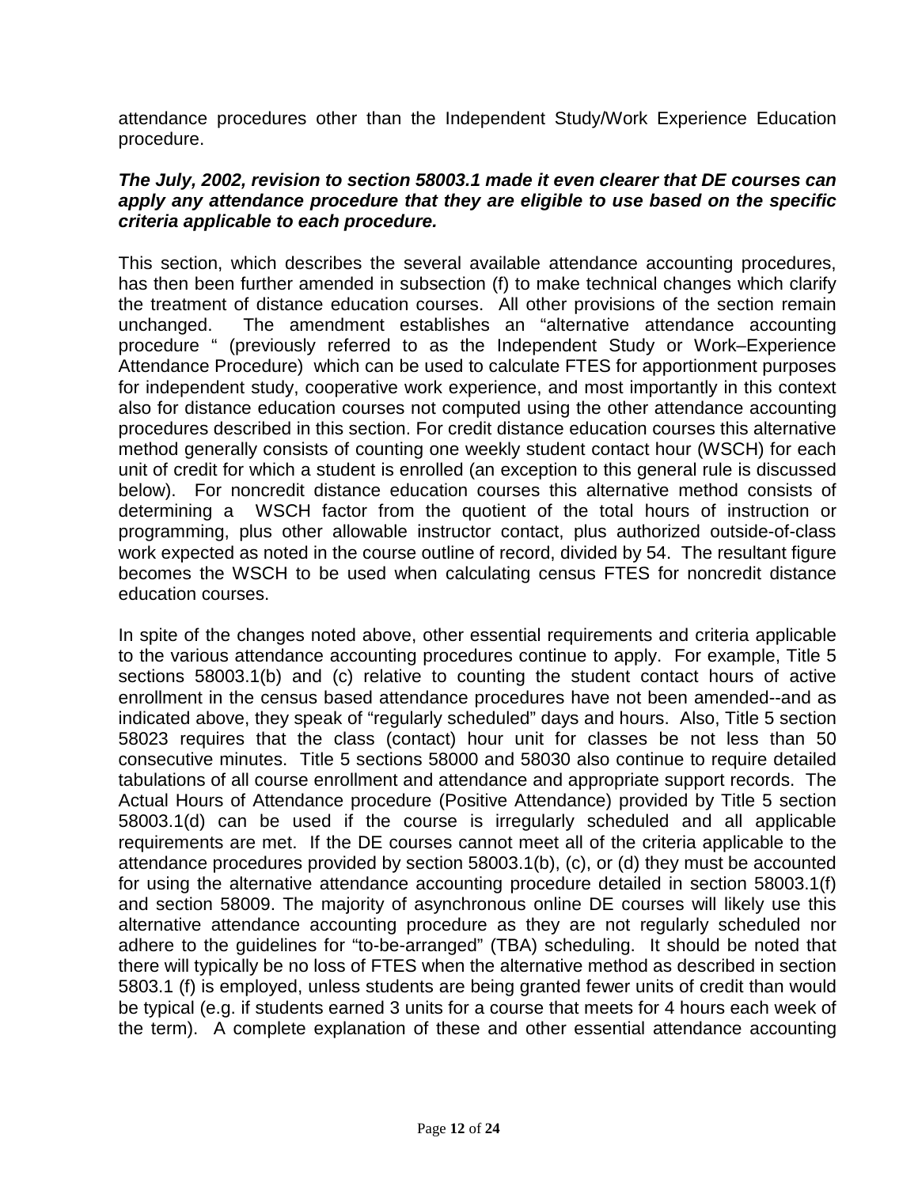attendance procedures other than the Independent Study/Work Experience Education procedure.

***The July, 2002, revision to section 58003.1 made it even clearer that DE courses can apply any attendance procedure that they are eligible to use based on the specific criteria applicable to each procedure.***

This section, which describes the several available attendance accounting procedures, has then been further amended in subsection (f) to make technical changes which clarify the treatment of distance education courses. All other provisions of the section remain unchanged. The amendment establishes an "alternative attendance accounting procedure " (previously referred to as the Independent Study or Work–Experience Attendance Procedure) which can be used to calculate FTES for apportionment purposes for independent study, cooperative work experience, and most importantly in this context also for distance education courses not computed using the other attendance accounting procedures described in this section. For credit distance education courses this alternative method generally consists of counting one weekly student contact hour (WSCH) for each unit of credit for which a student is enrolled (an exception to this general rule is discussed below). For noncredit distance education courses this alternative method consists of determining a WSCH factor from the quotient of the total hours of instruction or programming, plus other allowable instructor contact, plus authorized outside-of-class work expected as noted in the course outline of record, divided by 54. The resultant figure becomes the WSCH to be used when calculating census FTES for noncredit distance education courses.

In spite of the changes noted above, other essential requirements and criteria applicable to the various attendance accounting procedures continue to apply. For example, Title 5 sections 58003.1(b) and (c) relative to counting the student contact hours of active enrollment in the census based attendance procedures have not been amended--and as indicated above, they speak of "regularly scheduled" days and hours. Also, Title 5 section 58023 requires that the class (contact) hour unit for classes be not less than 50 consecutive minutes. Title 5 sections 58000 and 58030 also continue to require detailed tabulations of all course enrollment and attendance and appropriate support records. The Actual Hours of Attendance procedure (Positive Attendance) provided by Title 5 section 58003.1(d) can be used if the course is irregularly scheduled and all applicable requirements are met. If the DE courses cannot meet all of the criteria applicable to the attendance procedures provided by section 58003.1(b), (c), or (d) they must be accounted for using the alternative attendance accounting procedure detailed in section 58003.1(f) and section 58009. The majority of asynchronous online DE courses will likely use this alternative attendance accounting procedure as they are not regularly scheduled nor adhere to the guidelines for "to-be-arranged" (TBA) scheduling. It should be noted that there will typically be no loss of FTES when the alternative method as described in section 5803.1 (f) is employed, unless students are being granted fewer units of credit than would be typical (e.g. if students earned 3 units for a course that meets for 4 hours each week of the term). A complete explanation of these and other essential attendance accounting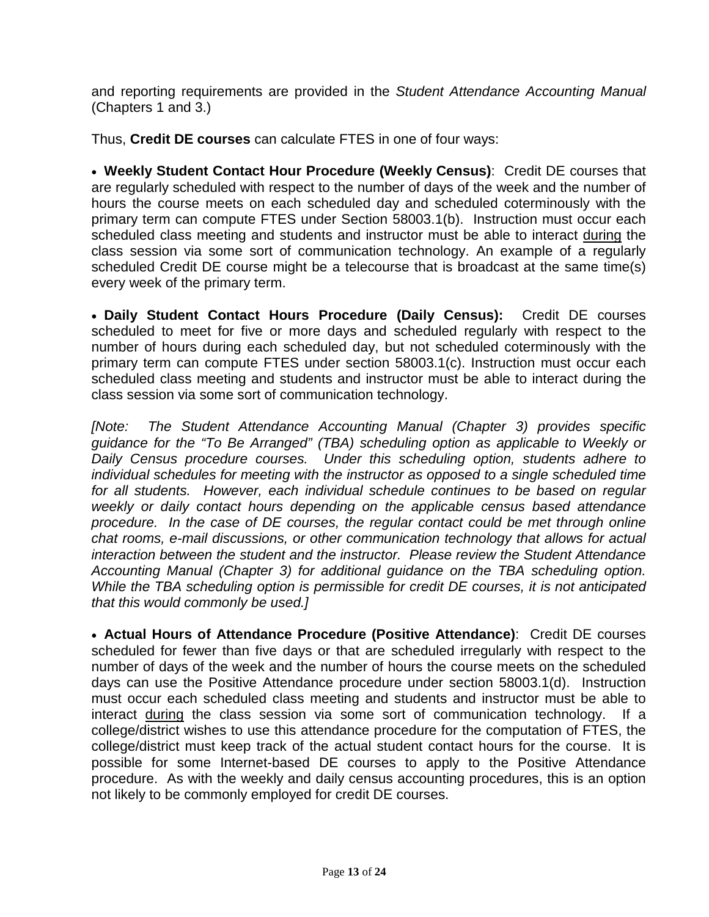and reporting requirements are provided in the *Student Attendance Accounting Manual* (Chapters 1 and 3.)

Thus, **Credit DE courses** can calculate FTES in one of four ways:

- **Weekly Student Contact Hour Procedure (Weekly Census)**: Credit DE courses that are regularly scheduled with respect to the number of days of the week and the number of hours the course meets on each scheduled day and scheduled coterminously with the primary term can compute FTES under Section 58003.1(b). Instruction must occur each scheduled class meeting and students and instructor must be able to interact <u>during</u> the class session via some sort of communication technology. An example of a regularly scheduled Credit DE course might be a telecourse that is broadcast at the same time(s) every week of the primary term.

- **Daily Student Contact Hours Procedure (Daily Census):** Credit DE courses scheduled to meet for five or more days and scheduled regularly with respect to the number of hours during each scheduled day, but not scheduled coterminously with the primary term can compute FTES under section 58003.1(c). Instruction must occur each scheduled class meeting and students and instructor must be able to interact during the class session via some sort of communication technology.

*[Note: The Student Attendance Accounting Manual (Chapter 3) provides specific guidance for the "To Be Arranged" (TBA) scheduling option as applicable to Weekly or Daily Census procedure courses. Under this scheduling option, students adhere to individual schedules for meeting with the instructor as opposed to a single scheduled time for all students. However, each individual schedule continues to be based on regular weekly or daily contact hours depending on the applicable census based attendance procedure. In the case of DE courses, the regular contact could be met through online chat rooms, e-mail discussions, or other communication technology that allows for actual interaction between the student and the instructor. Please review the Student Attendance Accounting Manual (Chapter 3) for additional guidance on the TBA scheduling option. While the TBA scheduling option is permissible for credit DE courses, it is not anticipated that this would commonly be used.]*

- **Actual Hours of Attendance Procedure (Positive Attendance)**: Credit DE courses scheduled for fewer than five days or that are scheduled irregularly with respect to the number of days of the week and the number of hours the course meets on the scheduled days can use the Positive Attendance procedure under section 58003.1(d). Instruction must occur each scheduled class meeting and students and instructor must be able to interact <u>during</u> the class session via some sort of communication technology. If a college/district wishes to use this attendance procedure for the computation of FTES, the college/district must keep track of the actual student contact hours for the course. It is possible for some Internet-based DE courses to apply to the Positive Attendance procedure. As with the weekly and daily census accounting procedures, this is an option not likely to be commonly employed for credit DE courses.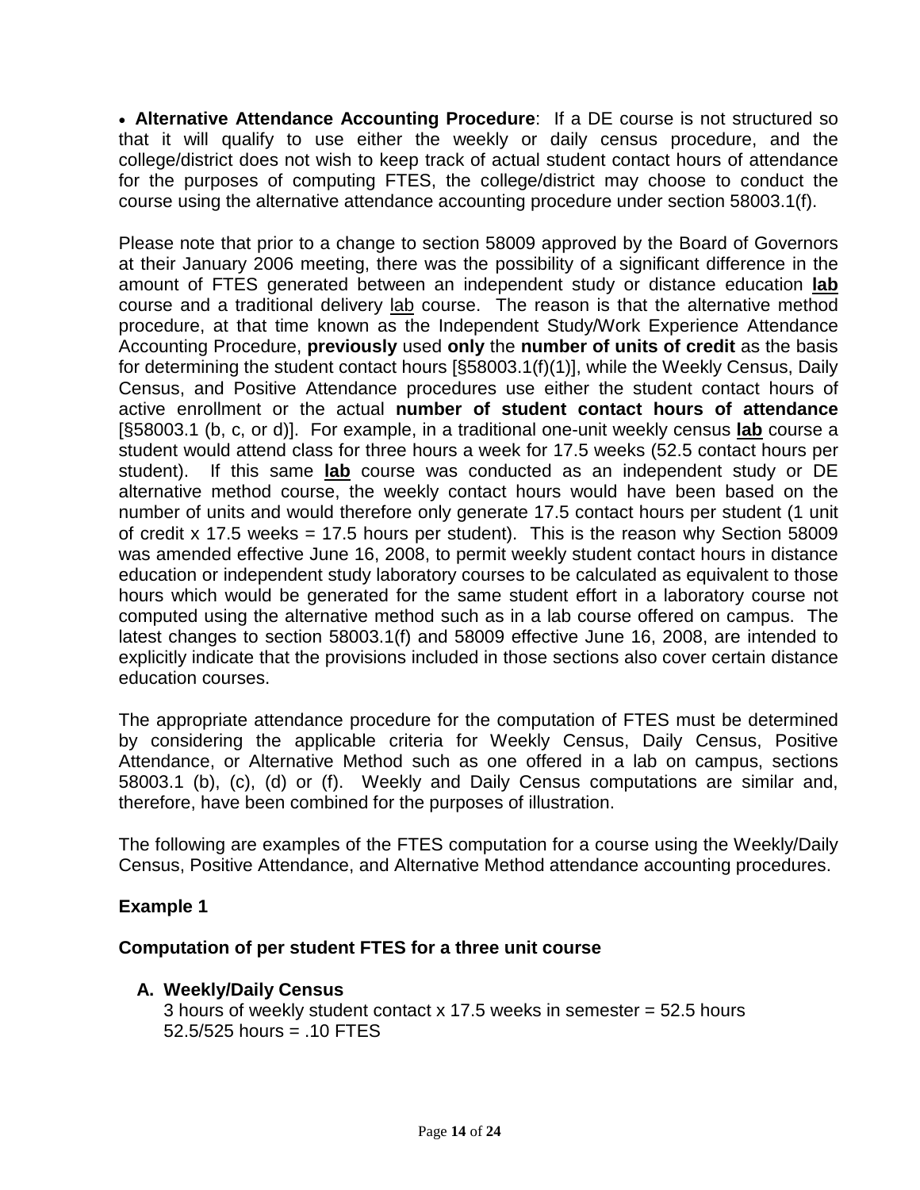- **Alternative Attendance Accounting Procedure**: If a DE course is not structured so that it will qualify to use either the weekly or daily census procedure, and the college/district does not wish to keep track of actual student contact hours of attendance for the purposes of computing FTES, the college/district may choose to conduct the course using the alternative attendance accounting procedure under section 58003.1(f).

Please note that prior to a change to section 58009 approved by the Board of Governors at their January 2006 meeting, there was the possibility of a significant difference in the amount of FTES generated between an independent study or distance education **lab** course and a traditional delivery lab course. The reason is that the alternative method procedure, at that time known as the Independent Study/Work Experience Attendance Accounting Procedure, **previously** used **only** the **number of units of credit** as the basis for determining the student contact hours [§58003.1(f)(1)], while the Weekly Census, Daily Census, and Positive Attendance procedures use either the student contact hours of active enrollment or the actual **number of student contact hours of attendance** [§58003.1 (b, c, or d)]. For example, in a traditional one-unit weekly census **lab** course a student would attend class for three hours a week for 17.5 weeks (52.5 contact hours per student). If this same **lab** course was conducted as an independent study or DE alternative method course, the weekly contact hours would have been based on the number of units and would therefore only generate 17.5 contact hours per student (1 unit of credit x 17.5 weeks = 17.5 hours per student). This is the reason why Section 58009 was amended effective June 16, 2008, to permit weekly student contact hours in distance education or independent study laboratory courses to be calculated as equivalent to those hours which would be generated for the same student effort in a laboratory course not computed using the alternative method such as in a lab course offered on campus. The latest changes to section 58003.1(f) and 58009 effective June 16, 2008, are intended to explicitly indicate that the provisions included in those sections also cover certain distance education courses.

The appropriate attendance procedure for the computation of FTES must be determined by considering the applicable criteria for Weekly Census, Daily Census, Positive Attendance, or Alternative Method such as one offered in a lab on campus, sections 58003.1 (b), (c), (d) or (f). Weekly and Daily Census computations are similar and, therefore, have been combined for the purposes of illustration.

The following are examples of the FTES computation for a course using the Weekly/Daily Census, Positive Attendance, and Alternative Method attendance accounting procedures.

### Example 1

#### Computation of per student FTES for a three unit course

**A. Weekly/Daily Census**

3 hours of weekly student contact x 17.5 weeks in semester = 52.5 hours
52.5/525 hours = .10 FTES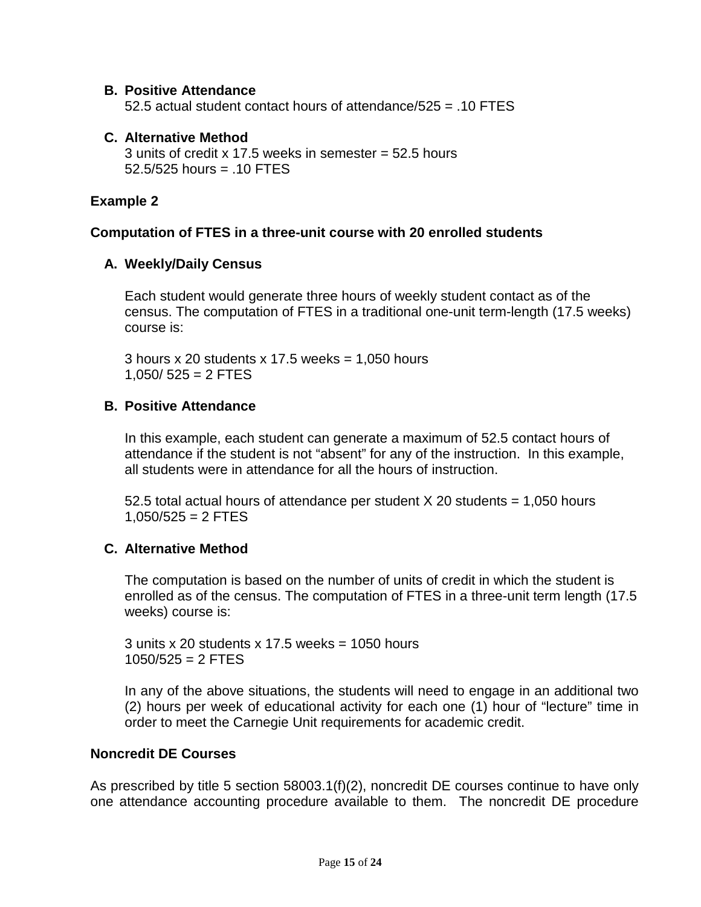**B. Positive Attendance**
52.5 actual student contact hours of attendance/525 = .10 FTES

**C. Alternative Method**
3 units of credit x 17.5 weeks in semester = 52.5 hours
52.5/525 hours = .10 FTES

**Example 2**

**Computation of FTES in a three-unit course with 20 enrolled students**

**A. Weekly/Daily Census**

Each student would generate three hours of weekly student contact as of the census. The computation of FTES in a traditional one-unit term-length (17.5 weeks) course is:

3 hours x 20 students x 17.5 weeks = 1,050 hours
1,050/ 525 = 2 FTES

**B. Positive Attendance**

In this example, each student can generate a maximum of 52.5 contact hours of attendance if the student is not "absent" for any of the instruction. In this example, all students were in attendance for all the hours of instruction.

52.5 total actual hours of attendance per student X 20 students = 1,050 hours
1,050/525 = 2 FTES

**C. Alternative Method**

The computation is based on the number of units of credit in which the student is enrolled as of the census. The computation of FTES in a three-unit term length (17.5 weeks) course is:

3 units x 20 students x 17.5 weeks = 1050 hours
1050/525 = 2 FTES

In any of the above situations, the students will need to engage in an additional two (2) hours per week of educational activity for each one (1) hour of "lecture" time in order to meet the Carnegie Unit requirements for academic credit.

**Noncredit DE Courses**

As prescribed by title 5 section 58003.1(f)(2), noncredit DE courses continue to have only one attendance accounting procedure available to them. The noncredit DE procedure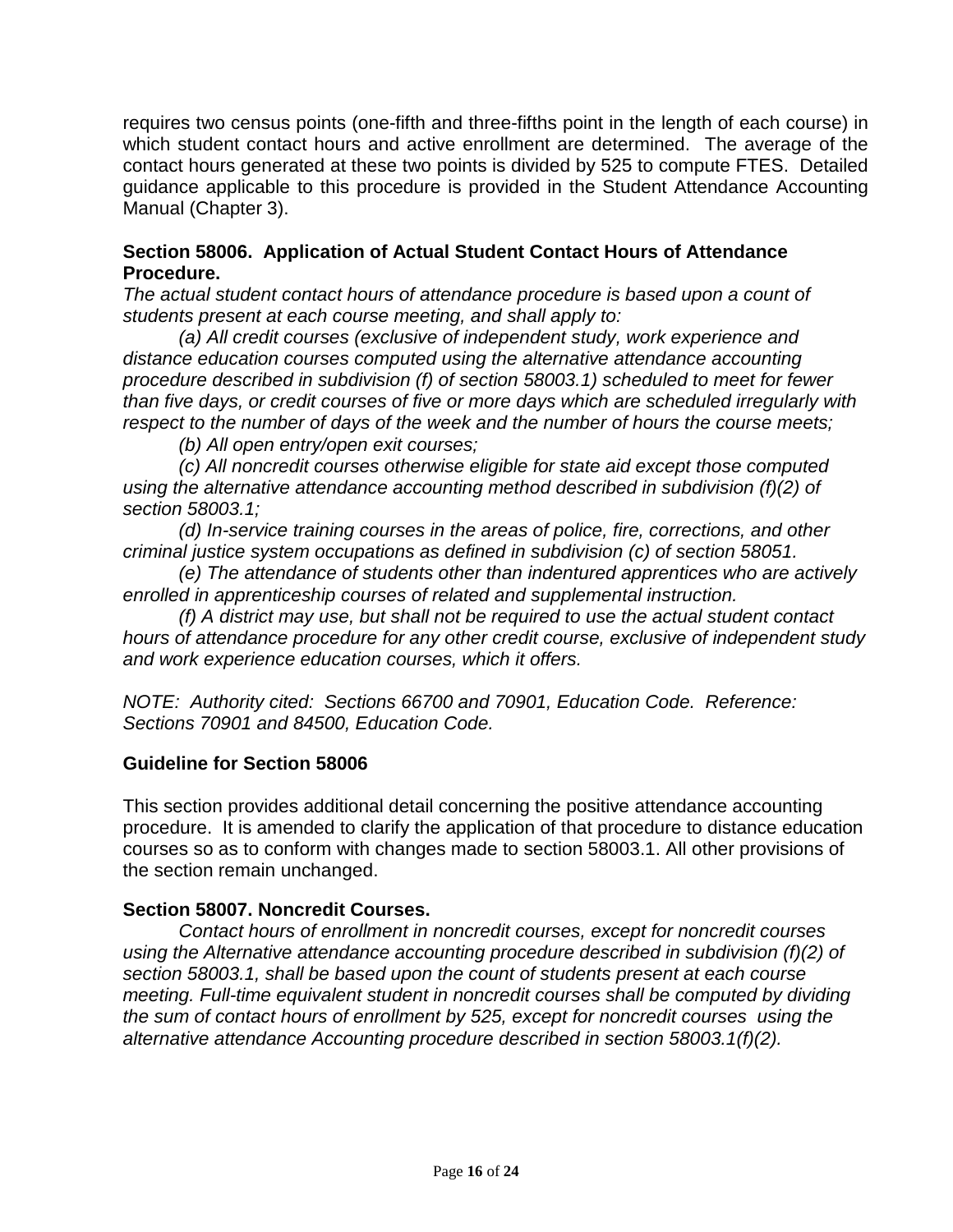requires two census points (one-fifth and three-fifths point in the length of each course) in which student contact hours and active enrollment are determined. The average of the contact hours generated at these two points is divided by 525 to compute FTES. Detailed guidance applicable to this procedure is provided in the Student Attendance Accounting Manual (Chapter 3).

**Section 58006. Application of Actual Student Contact Hours of Attendance Procedure.**

*The actual student contact hours of attendance procedure is based upon a count of students present at each course meeting, and shall apply to:*

*(a) All credit courses (exclusive of independent study, work experience and distance education courses computed using the alternative attendance accounting procedure described in subdivision (f) of section 58003.1) scheduled to meet for fewer than five days, or credit courses of five or more days which are scheduled irregularly with respect to the number of days of the week and the number of hours the course meets;*

*(b) All open entry/open exit courses;*

*(c) All noncredit courses otherwise eligible for state aid except those computed using the alternative attendance accounting method described in subdivision (f)(2) of section 58003.1;*

*(d) In-service training courses in the areas of police, fire, corrections, and other criminal justice system occupations as defined in subdivision (c) of section 58051.*

*(e) The attendance of students other than indentured apprentices who are actively enrolled in apprenticeship courses of related and supplemental instruction.*

*(f) A district may use, but shall not be required to use the actual student contact hours of attendance procedure for any other credit course, exclusive of independent study and work experience education courses, which it offers.*

*NOTE: Authority cited: Sections 66700 and 70901, Education Code. Reference: Sections 70901 and 84500, Education Code.*

**Guideline for Section 58006**

This section provides additional detail concerning the positive attendance accounting procedure. It is amended to clarify the application of that procedure to distance education courses so as to conform with changes made to section 58003.1. All other provisions of the section remain unchanged.

**Section 58007. Noncredit Courses.**

*Contact hours of enrollment in noncredit courses, except for noncredit courses using the Alternative attendance accounting procedure described in subdivision (f)(2) of section 58003.1, shall be based upon the count of students present at each course meeting. Full-time equivalent student in noncredit courses shall be computed by dividing the sum of contact hours of enrollment by 525, except for noncredit courses using the alternative attendance Accounting procedure described in section 58003.1(f)(2).*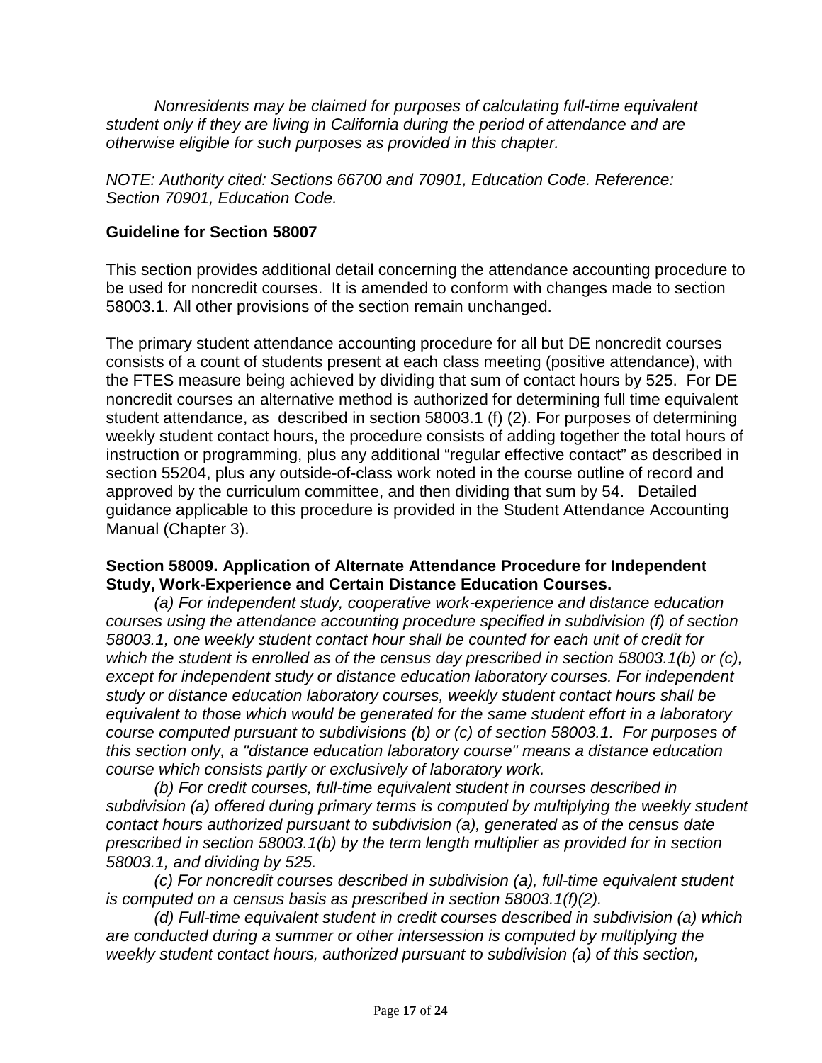*Nonresidents may be claimed for purposes of calculating full-time equivalent student only if they are living in California during the period of attendance and are otherwise eligible for such purposes as provided in this chapter.*

*NOTE: Authority cited: Sections 66700 and 70901, Education Code. Reference: Section 70901, Education Code.*

**Guideline for Section 58007**

This section provides additional detail concerning the attendance accounting procedure to be used for noncredit courses. It is amended to conform with changes made to section 58003.1. All other provisions of the section remain unchanged.

The primary student attendance accounting procedure for all but DE noncredit courses consists of a count of students present at each class meeting (positive attendance), with the FTES measure being achieved by dividing that sum of contact hours by 525. For DE noncredit courses an alternative method is authorized for determining full time equivalent student attendance, as described in section 58003.1 (f) (2). For purposes of determining weekly student contact hours, the procedure consists of adding together the total hours of instruction or programming, plus any additional "regular effective contact" as described in section 55204, plus any outside-of-class work noted in the course outline of record and approved by the curriculum committee, and then dividing that sum by 54. Detailed guidance applicable to this procedure is provided in the Student Attendance Accounting Manual (Chapter 3).

**Section 58009. Application of Alternate Attendance Procedure for Independent Study, Work-Experience and Certain Distance Education Courses.**

*(a) For independent study, cooperative work-experience and distance education courses using the attendance accounting procedure specified in subdivision (f) of section 58003.1, one weekly student contact hour shall be counted for each unit of credit for which the student is enrolled as of the census day prescribed in section 58003.1(b) or (c), except for independent study or distance education laboratory courses. For independent study or distance education laboratory courses, weekly student contact hours shall be equivalent to those which would be generated for the same student effort in a laboratory course computed pursuant to subdivisions (b) or (c) of section 58003.1. For purposes of this section only, a "distance education laboratory course" means a distance education course which consists partly or exclusively of laboratory work.*

*(b) For credit courses, full-time equivalent student in courses described in subdivision (a) offered during primary terms is computed by multiplying the weekly student contact hours authorized pursuant to subdivision (a), generated as of the census date prescribed in section 58003.1(b) by the term length multiplier as provided for in section 58003.1, and dividing by 525.*

*(c) For noncredit courses described in subdivision (a), full-time equivalent student is computed on a census basis as prescribed in section 58003.1(f)(2).*

*(d) Full-time equivalent student in credit courses described in subdivision (a) which are conducted during a summer or other intersession is computed by multiplying the weekly student contact hours, authorized pursuant to subdivision (a) of this section,*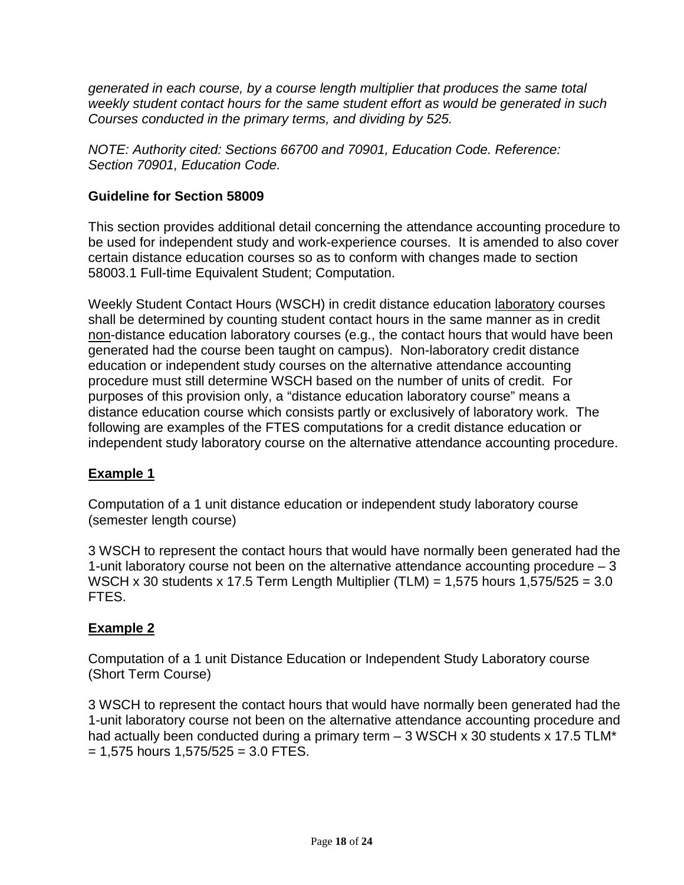*generated in each course, by a course length multiplier that produces the same total weekly student contact hours for the same student effort as would be generated in such Courses conducted in the primary terms, and dividing by 525.*

*NOTE: Authority cited: Sections 66700 and 70901, Education Code. Reference: Section 70901, Education Code.*

### Guideline for Section 58009

This section provides additional detail concerning the attendance accounting procedure to be used for independent study and work-experience courses. It is amended to also cover certain distance education courses so as to conform with changes made to section 58003.1 Full-time Equivalent Student; Computation.

Weekly Student Contact Hours (WSCH) in credit distance education <u>laboratory</u> courses shall be determined by counting student contact hours in the same manner as in credit <u>non</u>-distance education laboratory courses (e.g., the contact hours that would have been generated had the course been taught on campus). Non-laboratory credit distance education or independent study courses on the alternative attendance accounting procedure must still determine WSCH based on the number of units of credit. For purposes of this provision only, a "distance education laboratory course" means a distance education course which consists partly or exclusively of laboratory work. The following are examples of the FTES computations for a credit distance education or independent study laboratory course on the alternative attendance accounting procedure.

### <u>Example 1</u>

Computation of a 1 unit distance education or independent study laboratory course (semester length course)

3 WSCH to represent the contact hours that would have normally been generated had the 1-unit laboratory course not been on the alternative attendance accounting procedure – 3 WSCH x 30 students x 17.5 Term Length Multiplier (TLM) = 1,575 hours 1,575/525 = 3.0 FTES.

### <u>Example 2</u>

Computation of a 1 unit Distance Education or Independent Study Laboratory course (Short Term Course)

3 WSCH to represent the contact hours that would have normally been generated had the 1-unit laboratory course not been on the alternative attendance accounting procedure and had actually been conducted during a primary term – 3 WSCH x 30 students x 17.5 TLM* = 1,575 hours 1,575/525 = 3.0 FTES.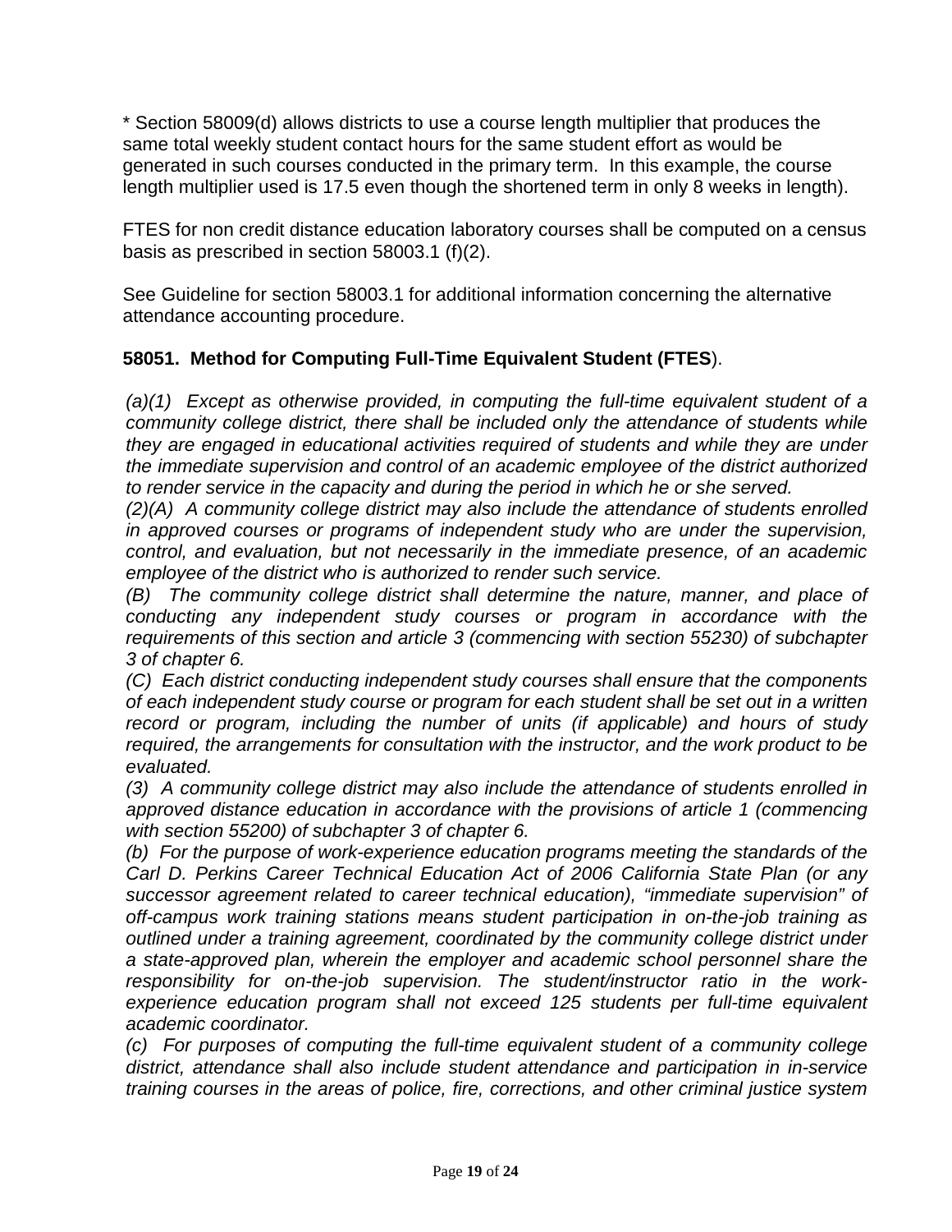* Section 58009(d) allows districts to use a course length multiplier that produces the same total weekly student contact hours for the same student effort as would be generated in such courses conducted in the primary term. In this example, the course length multiplier used is 17.5 even though the shortened term in only 8 weeks in length).

FTES for non credit distance education laboratory courses shall be computed on a census basis as prescribed in section 58003.1 (f)(2).

See Guideline for section 58003.1 for additional information concerning the alternative attendance accounting procedure.

### 58051. Method for Computing Full-Time Equivalent Student (FTES).

*(a)(1) Except as otherwise provided, in computing the full-time equivalent student of a community college district, there shall be included only the attendance of students while they are engaged in educational activities required of students and while they are under the immediate supervision and control of an academic employee of the district authorized to render service in the capacity and during the period in which he or she served.*

*(2)(A) A community college district may also include the attendance of students enrolled in approved courses or programs of independent study who are under the supervision, control, and evaluation, but not necessarily in the immediate presence, of an academic employee of the district who is authorized to render such service.*

*(B) The community college district shall determine the nature, manner, and place of conducting any independent study courses or program in accordance with the requirements of this section and article 3 (commencing with section 55230) of subchapter 3 of chapter 6.*

*(C) Each district conducting independent study courses shall ensure that the components of each independent study course or program for each student shall be set out in a written record or program, including the number of units (if applicable) and hours of study required, the arrangements for consultation with the instructor, and the work product to be evaluated.*

*(3) A community college district may also include the attendance of students enrolled in approved distance education in accordance with the provisions of article 1 (commencing with section 55200) of subchapter 3 of chapter 6.*

*(b) For the purpose of work-experience education programs meeting the standards of the Carl D. Perkins Career Technical Education Act of 2006 California State Plan (or any successor agreement related to career technical education), "immediate supervision" of off-campus work training stations means student participation in on-the-job training as outlined under a training agreement, coordinated by the community college district under a state-approved plan, wherein the employer and academic school personnel share the responsibility for on-the-job supervision. The student/instructor ratio in the work-experience education program shall not exceed 125 students per full-time equivalent academic coordinator.*

*(c) For purposes of computing the full-time equivalent student of a community college district, attendance shall also include student attendance and participation in in-service training courses in the areas of police, fire, corrections, and other criminal justice system*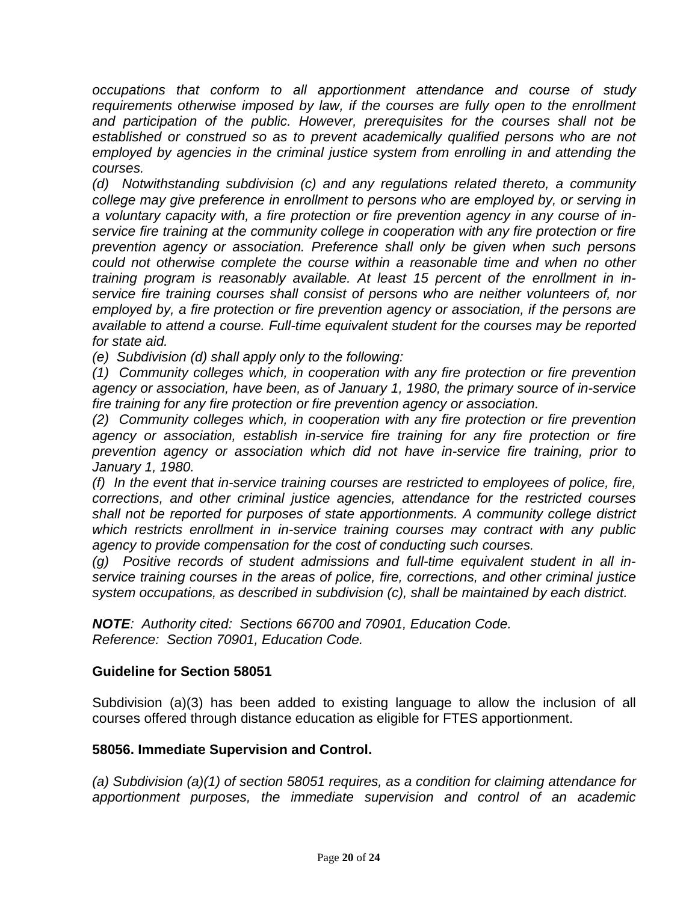*occupations that conform to all apportionment attendance and course of study requirements otherwise imposed by law, if the courses are fully open to the enrollment and participation of the public. However, prerequisites for the courses shall not be established or construed so as to prevent academically qualified persons who are not employed by agencies in the criminal justice system from enrolling in and attending the courses.*

*(d) Notwithstanding subdivision (c) and any regulations related thereto, a community college may give preference in enrollment to persons who are employed by, or serving in a voluntary capacity with, a fire protection or fire prevention agency in any course of in-service fire training at the community college in cooperation with any fire protection or fire prevention agency or association. Preference shall only be given when such persons could not otherwise complete the course within a reasonable time and when no other training program is reasonably available. At least 15 percent of the enrollment in in-service fire training courses shall consist of persons who are neither volunteers of, nor employed by, a fire protection or fire prevention agency or association, if the persons are available to attend a course. Full-time equivalent student for the courses may be reported for state aid.*

*(e) Subdivision (d) shall apply only to the following:*

*(1) Community colleges which, in cooperation with any fire protection or fire prevention agency or association, have been, as of January 1, 1980, the primary source of in-service fire training for any fire protection or fire prevention agency or association.*

*(2) Community colleges which, in cooperation with any fire protection or fire prevention agency or association, establish in-service fire training for any fire protection or fire prevention agency or association which did not have in-service fire training, prior to January 1, 1980.*

*(f) In the event that in-service training courses are restricted to employees of police, fire, corrections, and other criminal justice agencies, attendance for the restricted courses shall not be reported for purposes of state apportionments. A community college district which restricts enrollment in in-service training courses may contract with any public agency to provide compensation for the cost of conducting such courses.*

*(g) Positive records of student admissions and full-time equivalent student in all in-service training courses in the areas of police, fire, corrections, and other criminal justice system occupations, as described in subdivision (c), shall be maintained by each district.*

***NOTE**: Authority cited: Sections 66700 and 70901, Education Code.*
*Reference: Section 70901, Education Code.*

### Guideline for Section 58051

Subdivision (a)(3) has been added to existing language to allow the inclusion of all courses offered through distance education as eligible for FTES apportionment.

### 58056. Immediate Supervision and Control.

*(a) Subdivision (a)(1) of section 58051 requires, as a condition for claiming attendance for apportionment purposes, the immediate supervision and control of an academic*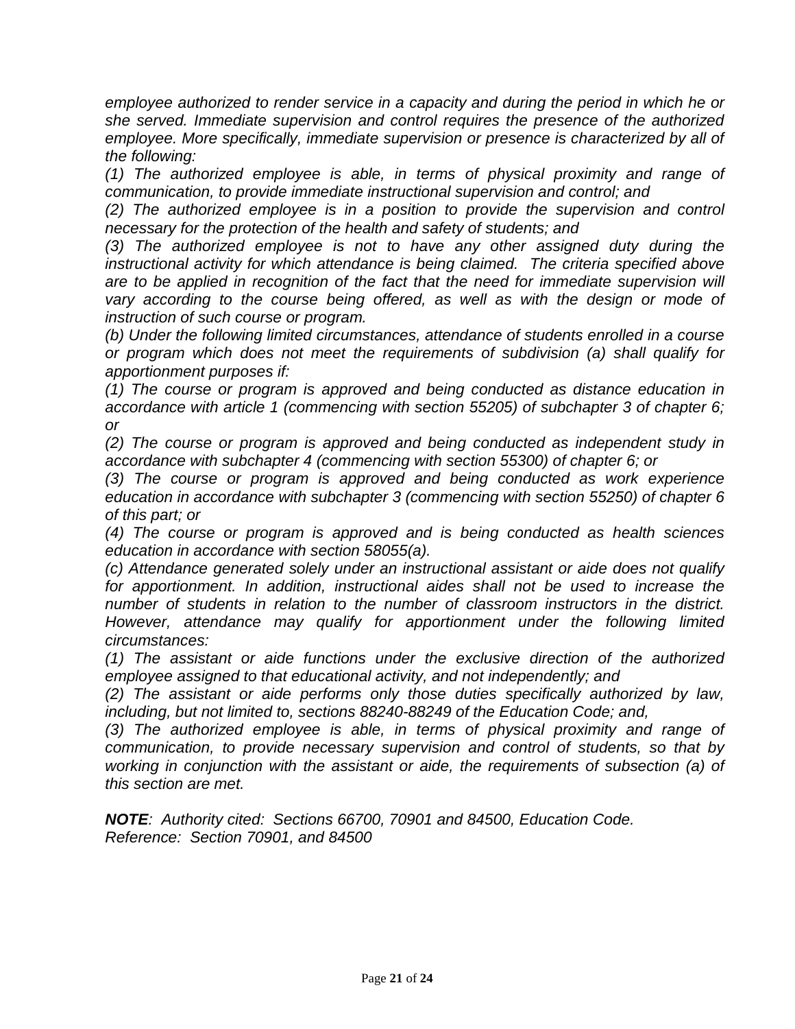*employee authorized to render service in a capacity and during the period in which he or she served. Immediate supervision and control requires the presence of the authorized employee. More specifically, immediate supervision or presence is characterized by all of the following:*

*(1) The authorized employee is able, in terms of physical proximity and range of communication, to provide immediate instructional supervision and control; and*

*(2) The authorized employee is in a position to provide the supervision and control necessary for the protection of the health and safety of students; and*

*(3) The authorized employee is not to have any other assigned duty during the instructional activity for which attendance is being claimed. The criteria specified above are to be applied in recognition of the fact that the need for immediate supervision will vary according to the course being offered, as well as with the design or mode of instruction of such course or program.*

*(b) Under the following limited circumstances, attendance of students enrolled in a course or program which does not meet the requirements of subdivision (a) shall qualify for apportionment purposes if:*

*(1) The course or program is approved and being conducted as distance education in accordance with article 1 (commencing with section 55205) of subchapter 3 of chapter 6; or*

*(2) The course or program is approved and being conducted as independent study in accordance with subchapter 4 (commencing with section 55300) of chapter 6; or*

*(3) The course or program is approved and being conducted as work experience education in accordance with subchapter 3 (commencing with section 55250) of chapter 6 of this part; or*

*(4) The course or program is approved and is being conducted as health sciences education in accordance with section 58055(a).*

*(c) Attendance generated solely under an instructional assistant or aide does not qualify for apportionment. In addition, instructional aides shall not be used to increase the number of students in relation to the number of classroom instructors in the district. However, attendance may qualify for apportionment under the following limited circumstances:*

*(1) The assistant or aide functions under the exclusive direction of the authorized employee assigned to that educational activity, and not independently; and*

*(2) The assistant or aide performs only those duties specifically authorized by law, including, but not limited to, sections 88240-88249 of the Education Code; and,*

*(3) The authorized employee is able, in terms of physical proximity and range of communication, to provide necessary supervision and control of students, so that by working in conjunction with the assistant or aide, the requirements of subsection (a) of this section are met.*

***NOTE**: Authority cited: Sections 66700, 70901 and 84500, Education Code.*
*Reference: Section 70901, and 84500*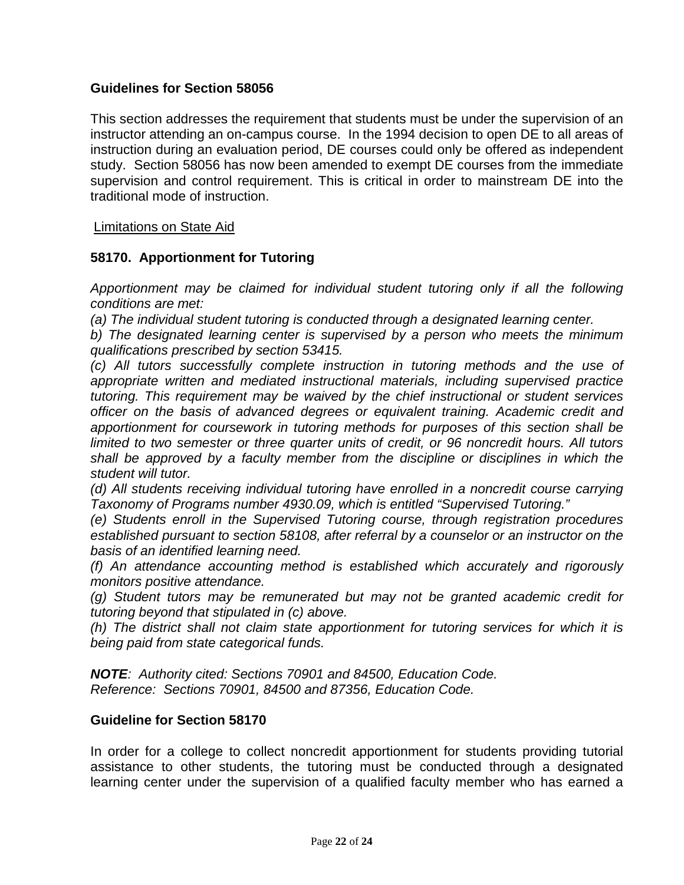**Guidelines for Section 58056**

This section addresses the requirement that students must be under the supervision of an instructor attending an on-campus course. In the 1994 decision to open DE to all areas of instruction during an evaluation period, DE courses could only be offered as independent study. Section 58056 has now been amended to exempt DE courses from the immediate supervision and control requirement. This is critical in order to mainstream DE into the traditional mode of instruction.

Limitations on State Aid

**58170. Apportionment for Tutoring**

*Apportionment may be claimed for individual student tutoring only if all the following conditions are met:*

*(a) The individual student tutoring is conducted through a designated learning center.*

*b) The designated learning center is supervised by a person who meets the minimum qualifications prescribed by section 53415.*

*(c) All tutors successfully complete instruction in tutoring methods and the use of appropriate written and mediated instructional materials, including supervised practice tutoring. This requirement may be waived by the chief instructional or student services officer on the basis of advanced degrees or equivalent training. Academic credit and apportionment for coursework in tutoring methods for purposes of this section shall be limited to two semester or three quarter units of credit, or 96 noncredit hours. All tutors shall be approved by a faculty member from the discipline or disciplines in which the student will tutor.*

*(d) All students receiving individual tutoring have enrolled in a noncredit course carrying Taxonomy of Programs number 4930.09, which is entitled "Supervised Tutoring."*

*(e) Students enroll in the Supervised Tutoring course, through registration procedures established pursuant to section 58108, after referral by a counselor or an instructor on the basis of an identified learning need.*

*(f) An attendance accounting method is established which accurately and rigorously monitors positive attendance.*

*(g) Student tutors may be remunerated but may not be granted academic credit for tutoring beyond that stipulated in (c) above.*

*(h) The district shall not claim state apportionment for tutoring services for which it is being paid from state categorical funds.*

***NOTE****: Authority cited: Sections 70901 and 84500, Education Code.*
*Reference: Sections 70901, 84500 and 87356, Education Code.*

**Guideline for Section 58170**

In order for a college to collect noncredit apportionment for students providing tutorial assistance to other students, the tutoring must be conducted through a designated learning center under the supervision of a qualified faculty member who has earned a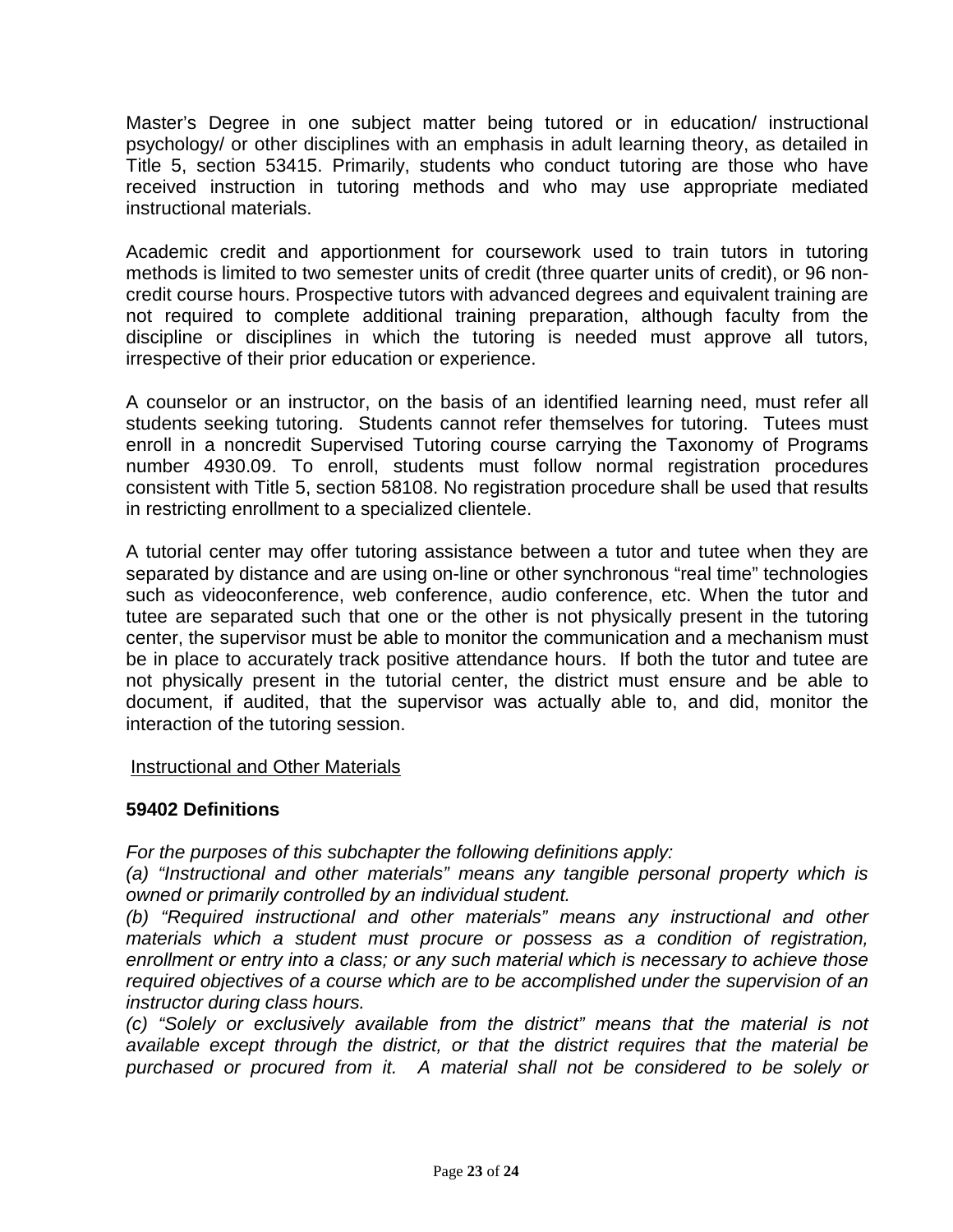Master's Degree in one subject matter being tutored or in education/ instructional psychology/ or other disciplines with an emphasis in adult learning theory, as detailed in Title 5, section 53415. Primarily, students who conduct tutoring are those who have received instruction in tutoring methods and who may use appropriate mediated instructional materials.

Academic credit and apportionment for coursework used to train tutors in tutoring methods is limited to two semester units of credit (three quarter units of credit), or 96 non-credit course hours. Prospective tutors with advanced degrees and equivalent training are not required to complete additional training preparation, although faculty from the discipline or disciplines in which the tutoring is needed must approve all tutors, irrespective of their prior education or experience.

A counselor or an instructor, on the basis of an identified learning need, must refer all students seeking tutoring. Students cannot refer themselves for tutoring. Tutees must enroll in a noncredit Supervised Tutoring course carrying the Taxonomy of Programs number 4930.09. To enroll, students must follow normal registration procedures consistent with Title 5, section 58108. No registration procedure shall be used that results in restricting enrollment to a specialized clientele.

A tutorial center may offer tutoring assistance between a tutor and tutee when they are separated by distance and are using on-line or other synchronous "real time" technologies such as videoconference, web conference, audio conference, etc. When the tutor and tutee are separated such that one or the other is not physically present in the tutoring center, the supervisor must be able to monitor the communication and a mechanism must be in place to accurately track positive attendance hours. If both the tutor and tutee are not physically present in the tutorial center, the district must ensure and be able to document, if audited, that the supervisor was actually able to, and did, monitor the interaction of the tutoring session.

<u>Instructional and Other Materials</u>

### 59402 Definitions

*For the purposes of this subchapter the following definitions apply:*

*(a) "Instructional and other materials" means any tangible personal property which is owned or primarily controlled by an individual student.*

*(b) "Required instructional and other materials" means any instructional and other materials which a student must procure or possess as a condition of registration, enrollment or entry into a class; or any such material which is necessary to achieve those required objectives of a course which are to be accomplished under the supervision of an instructor during class hours.*

*(c) "Solely or exclusively available from the district" means that the material is not available except through the district, or that the district requires that the material be purchased or procured from it. A material shall not be considered to be solely or*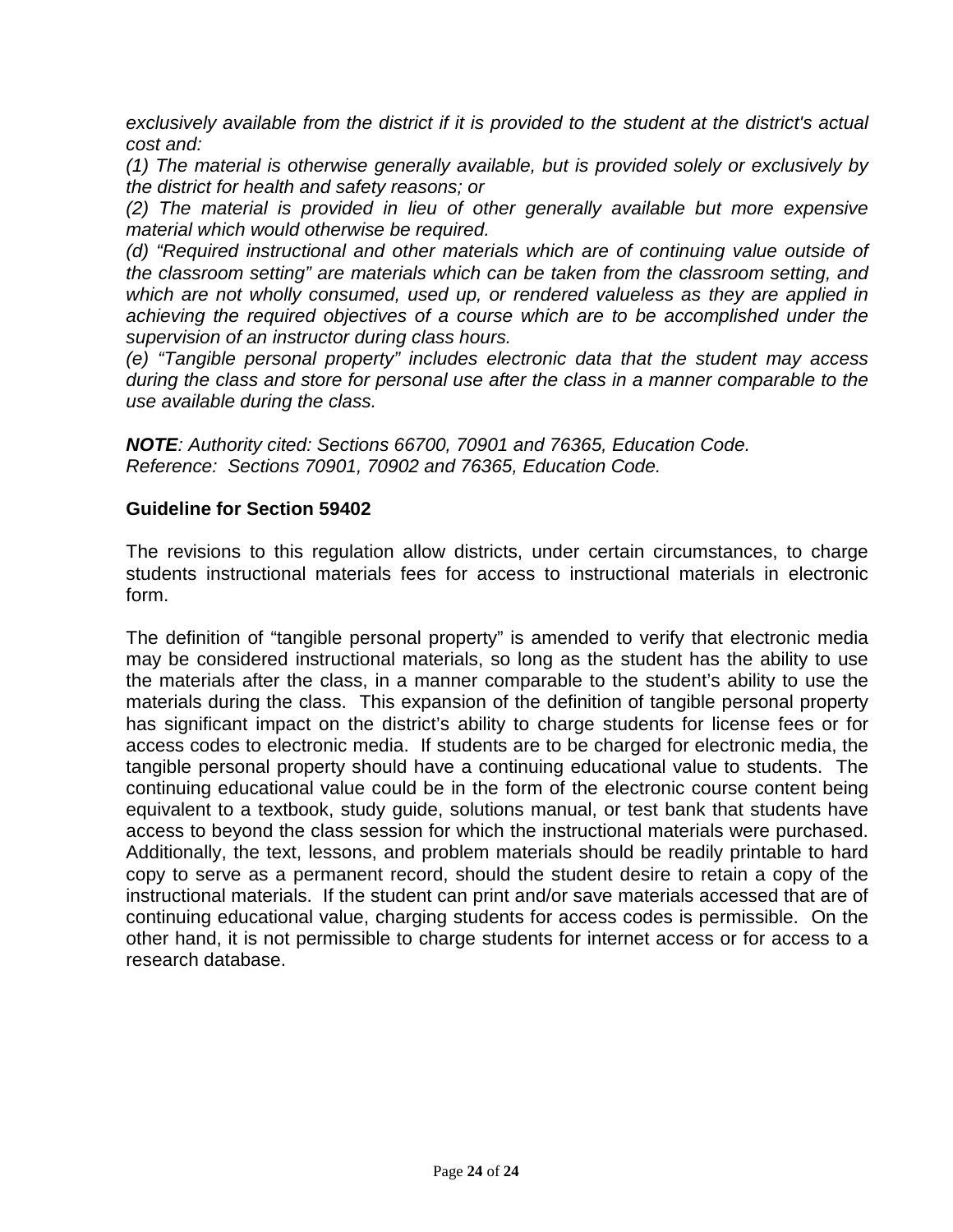*exclusively available from the district if it is provided to the student at the district's actual cost and:*

*(1) The material is otherwise generally available, but is provided solely or exclusively by the district for health and safety reasons; or*

*(2) The material is provided in lieu of other generally available but more expensive material which would otherwise be required.*

*(d) "Required instructional and other materials which are of continuing value outside of the classroom setting" are materials which can be taken from the classroom setting, and which are not wholly consumed, used up, or rendered valueless as they are applied in achieving the required objectives of a course which are to be accomplished under the supervision of an instructor during class hours.*

*(e) "Tangible personal property" includes electronic data that the student may access during the class and store for personal use after the class in a manner comparable to the use available during the class.*

***NOTE**: Authority cited: Sections 66700, 70901 and 76365, Education Code.*
*Reference: Sections 70901, 70902 and 76365, Education Code.*

**Guideline for Section 59402**

The revisions to this regulation allow districts, under certain circumstances, to charge students instructional materials fees for access to instructional materials in electronic form.

The definition of "tangible personal property" is amended to verify that electronic media may be considered instructional materials, so long as the student has the ability to use the materials after the class, in a manner comparable to the student's ability to use the materials during the class. This expansion of the definition of tangible personal property has significant impact on the district's ability to charge students for license fees or for access codes to electronic media. If students are to be charged for electronic media, the tangible personal property should have a continuing educational value to students. The continuing educational value could be in the form of the electronic course content being equivalent to a textbook, study guide, solutions manual, or test bank that students have access to beyond the class session for which the instructional materials were purchased. Additionally, the text, lessons, and problem materials should be readily printable to hard copy to serve as a permanent record, should the student desire to retain a copy of the instructional materials. If the student can print and/or save materials accessed that are of continuing educational value, charging students for access codes is permissible. On the other hand, it is not permissible to charge students for internet access or for access to a research database.